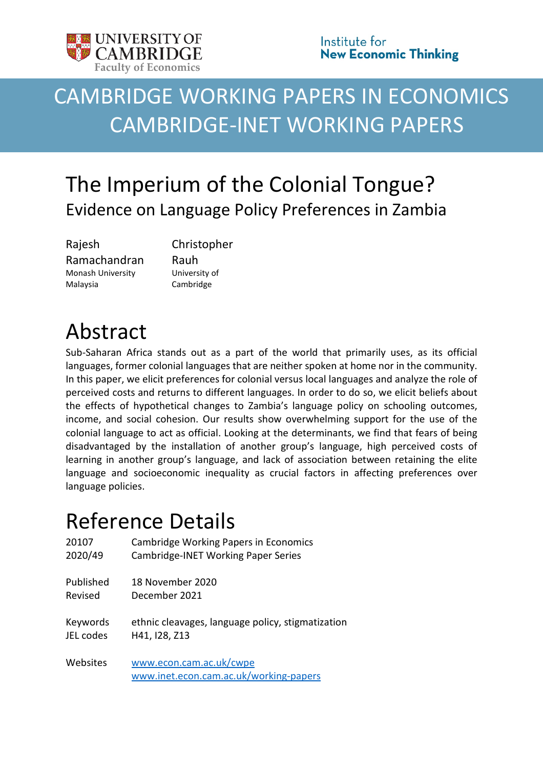UNIVERSITY OF CAMBRIDGE
Faculty of Economics

Institute for
**New Economic Thinking**

# CAMBRIDGE WORKING PAPERS IN ECONOMICS
# CAMBRIDGE-INET WORKING PAPERS

# The Imperium of the Colonial Tongue?
## Evidence on Language Policy Preferences in Zambia

| Rajesh Ramachandran | Christopher Rauh |
|---|---|
| Monash University Malaysia | University of Cambridge |

# Abstract

Sub-Saharan Africa stands out as a part of the world that primarily uses, as its official languages, former colonial languages that are neither spoken at home nor in the community. In this paper, we elicit preferences for colonial versus local languages and analyze the role of perceived costs and returns to different languages. In order to do so, we elicit beliefs about the effects of hypothetical changes to Zambia's language policy on schooling outcomes, income, and social cohesion. Our results show overwhelming support for the use of the colonial language to act as official. Looking at the determinants, we find that fears of being disadvantaged by the installation of another group's language, high perceived costs of learning in another group's language, and lack of association between retaining the elite language and socioeconomic inequality as crucial factors in affecting preferences over language policies.

# Reference Details

| | |
|---|---|
| 20107 | Cambridge Working Papers in Economics |
| 2020/49 | Cambridge-INET Working Paper Series |
| Published | 18 November 2020 |
| Revised | December 2021 |
| Keywords | ethnic cleavages, language policy, stigmatization |
| JEL codes | H41, I28, Z13 |
| Websites | www.econ.cam.ac.uk/cwpe |
| | www.inet.econ.cam.ac.uk/working-papers |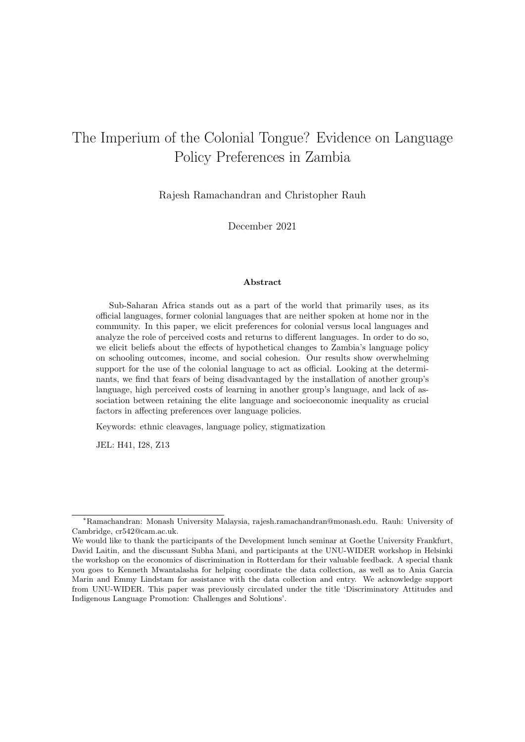# The Imperium of the Colonial Tongue? Evidence on Language Policy Preferences in Zambia

Rajesh Ramachandran and Christopher Rauh

December 2021

### Abstract

Sub-Saharan Africa stands out as a part of the world that primarily uses, as its official languages, former colonial languages that are neither spoken at home nor in the community. In this paper, we elicit preferences for colonial versus local languages and analyze the role of perceived costs and returns to different languages. In order to do so, we elicit beliefs about the effects of hypothetical changes to Zambia's language policy on schooling outcomes, income, and social cohesion. Our results show overwhelming support for the use of the colonial language to act as official. Looking at the determinants, we find that fears of being disadvantaged by the installation of another group's language, high perceived costs of learning in another group's language, and lack of association between retaining the elite language and socioeconomic inequality as crucial factors in affecting preferences over language policies.

Keywords: ethnic cleavages, language policy, stigmatization

JEL: H41, I28, Z13

---

*Ramachandran: Monash University Malaysia, rajesh.ramachandran@monash.edu. Rauh: University of Cambridge, cr542@cam.ac.uk.

We would like to thank the participants of the Development lunch seminar at Goethe University Frankfurt, David Laitin, and the discussant Subha Mani, and participants at the UNU-WIDER workshop in Helsinki the workshop on the economics of discrimination in Rotterdam for their valuable feedback. A special thank you goes to Kenneth Mwantalasha for helping coordinate the data collection, as well as to Ania Garcia Marin and Emmy Lindstam for assistance with the data collection and entry. We acknowledge support from UNU-WIDER. This paper was previously circulated under the title 'Discriminatory Attitudes and Indigenous Language Promotion: Challenges and Solutions'.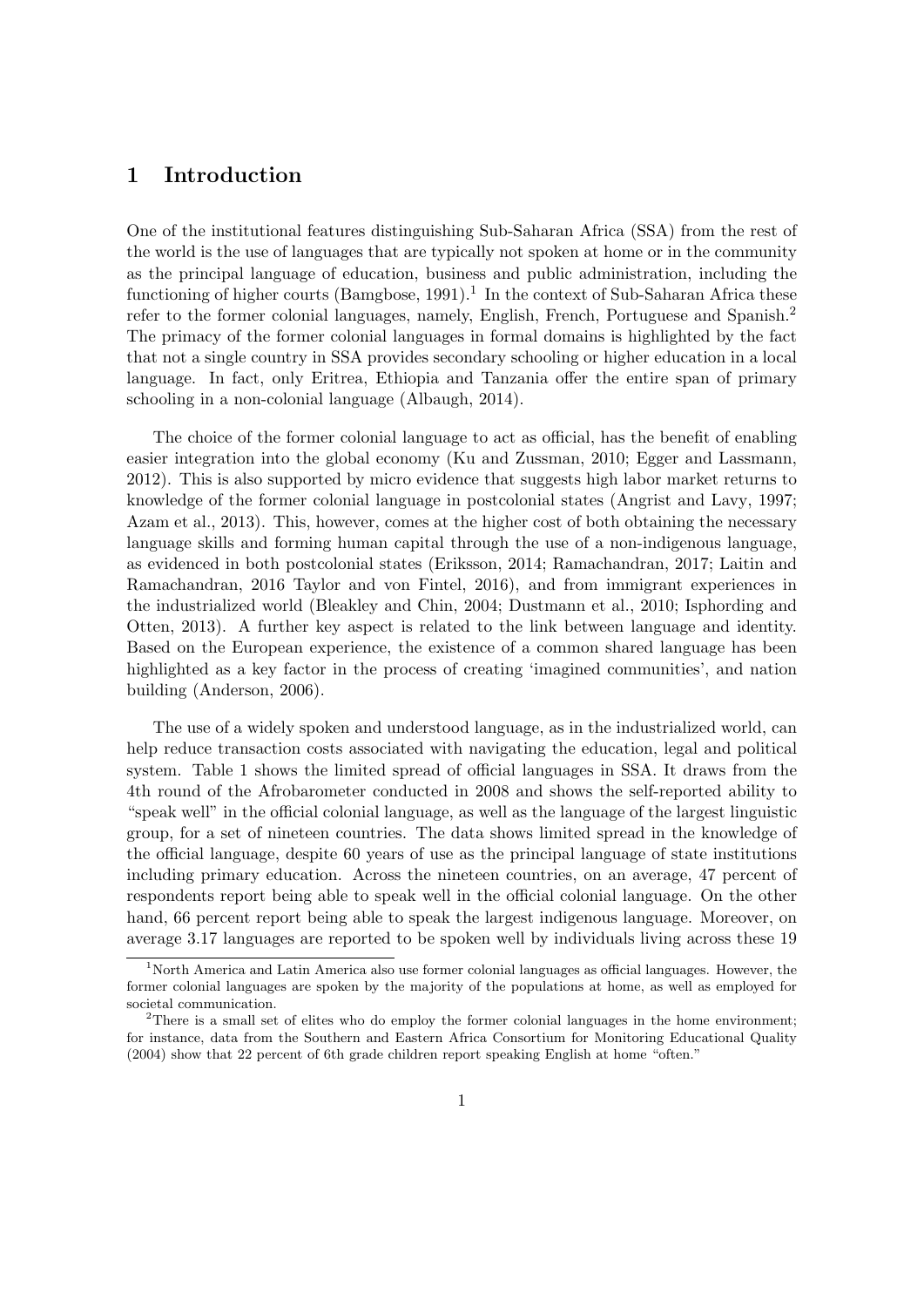## 1 Introduction

One of the institutional features distinguishing Sub-Saharan Africa (SSA) from the rest of the world is the use of languages that are typically not spoken at home or in the community as the principal language of education, business and public administration, including the functioning of higher courts (Bamgbose, 1991).[1] In the context of Sub-Saharan Africa these refer to the former colonial languages, namely, English, French, Portuguese and Spanish.[2] The primacy of the former colonial languages in formal domains is highlighted by the fact that not a single country in SSA provides secondary schooling or higher education in a local language. In fact, only Eritrea, Ethiopia and Tanzania offer the entire span of primary schooling in a non-colonial language (Albaugh, 2014).

The choice of the former colonial language to act as official, has the benefit of enabling easier integration into the global economy (Ku and Zussman, 2010; Egger and Lassmann, 2012). This is also supported by micro evidence that suggests high labor market returns to knowledge of the former colonial language in postcolonial states (Angrist and Lavy, 1997; Azam et al., 2013). This, however, comes at the higher cost of both obtaining the necessary language skills and forming human capital through the use of a non-indigenous language, as evidenced in both postcolonial states (Eriksson, 2014; Ramachandran, 2017; Laitin and Ramachandran, 2016 Taylor and von Fintel, 2016), and from immigrant experiences in the industrialized world (Bleakley and Chin, 2004; Dustmann et al., 2010; Isphording and Otten, 2013). A further key aspect is related to the link between language and identity. Based on the European experience, the existence of a common shared language has been highlighted as a key factor in the process of creating 'imagined communities', and nation building (Anderson, 2006).

The use of a widely spoken and understood language, as in the industrialized world, can help reduce transaction costs associated with navigating the education, legal and political system. Table 1 shows the limited spread of official languages in SSA. It draws from the 4th round of the Afrobarometer conducted in 2008 and shows the self-reported ability to "speak well" in the official colonial language, as well as the language of the largest linguistic group, for a set of nineteen countries. The data shows limited spread in the knowledge of the official language, despite 60 years of use as the principal language of state institutions including primary education. Across the nineteen countries, on an average, 47 percent of respondents report being able to speak well in the official colonial language. On the other hand, 66 percent report being able to speak the largest indigenous language. Moreover, on average 3.17 languages are reported to be spoken well by individuals living across these 19

[1] North America and Latin America also use former colonial languages as official languages. However, the former colonial languages are spoken by the majority of the populations at home, as well as employed for societal communication.

[2] There is a small set of elites who do employ the former colonial languages in the home environment; for instance, data from the Southern and Eastern Africa Consortium for Monitoring Educational Quality (2004) show that 22 percent of 6th grade children report speaking English at home "often."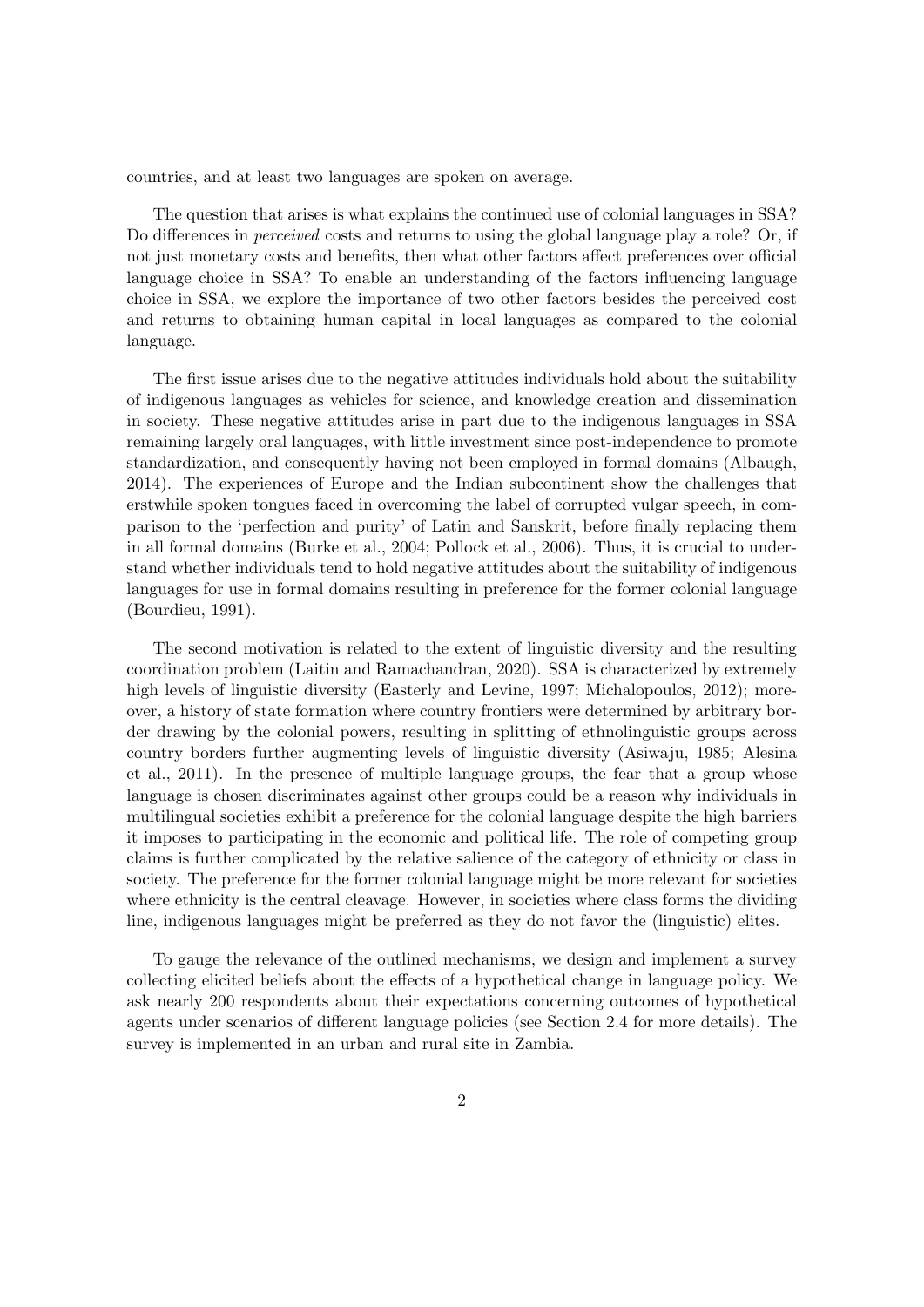countries, and at least two languages are spoken on average.

The question that arises is what explains the continued use of colonial languages in SSA? Do differences in *perceived* costs and returns to using the global language play a role? Or, if not just monetary costs and benefits, then what other factors affect preferences over official language choice in SSA? To enable an understanding of the factors influencing language choice in SSA, we explore the importance of two other factors besides the perceived cost and returns to obtaining human capital in local languages as compared to the colonial language.

The first issue arises due to the negative attitudes individuals hold about the suitability of indigenous languages as vehicles for science, and knowledge creation and dissemination in society. These negative attitudes arise in part due to the indigenous languages in SSA remaining largely oral languages, with little investment since post-independence to promote standardization, and consequently having not been employed in formal domains (Albaugh, 2014). The experiences of Europe and the Indian subcontinent show the challenges that erstwhile spoken tongues faced in overcoming the label of corrupted vulgar speech, in comparison to the 'perfection and purity' of Latin and Sanskrit, before finally replacing them in all formal domains (Burke et al., 2004; Pollock et al., 2006). Thus, it is crucial to understand whether individuals tend to hold negative attitudes about the suitability of indigenous languages for use in formal domains resulting in preference for the former colonial language (Bourdieu, 1991).

The second motivation is related to the extent of linguistic diversity and the resulting coordination problem (Laitin and Ramachandran, 2020). SSA is characterized by extremely high levels of linguistic diversity (Easterly and Levine, 1997; Michalopoulos, 2012); moreover, a history of state formation where country frontiers were determined by arbitrary border drawing by the colonial powers, resulting in splitting of ethnolinguistic groups across country borders further augmenting levels of linguistic diversity (Asiwaju, 1985; Alesina et al., 2011). In the presence of multiple language groups, the fear that a group whose language is chosen discriminates against other groups could be a reason why individuals in multilingual societies exhibit a preference for the colonial language despite the high barriers it imposes to participating in the economic and political life. The role of competing group claims is further complicated by the relative salience of the category of ethnicity or class in society. The preference for the former colonial language might be more relevant for societies where ethnicity is the central cleavage. However, in societies where class forms the dividing line, indigenous languages might be preferred as they do not favor the (linguistic) elites.

To gauge the relevance of the outlined mechanisms, we design and implement a survey collecting elicited beliefs about the effects of a hypothetical change in language policy. We ask nearly 200 respondents about their expectations concerning outcomes of hypothetical agents under scenarios of different language policies (see Section 2.4 for more details). The survey is implemented in an urban and rural site in Zambia.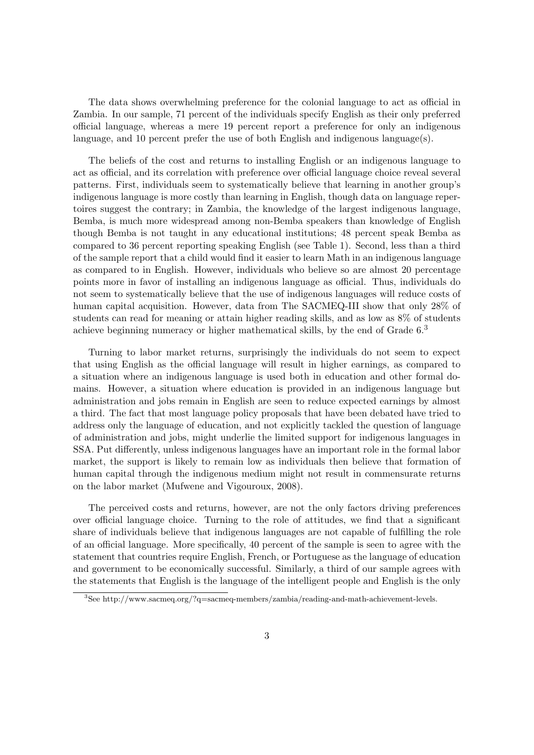The data shows overwhelming preference for the colonial language to act as official in Zambia. In our sample, 71 percent of the individuals specify English as their only preferred official language, whereas a mere 19 percent report a preference for only an indigenous language, and 10 percent prefer the use of both English and indigenous language(s).

The beliefs of the cost and returns to installing English or an indigenous language to act as official, and its correlation with preference over official language choice reveal several patterns. First, individuals seem to systematically believe that learning in another group's indigenous language is more costly than learning in English, though data on language repertoires suggest the contrary; in Zambia, the knowledge of the largest indigenous language, Bemba, is much more widespread among non-Bemba speakers than knowledge of English though Bemba is not taught in any educational institutions; 48 percent speak Bemba as compared to 36 percent reporting speaking English (see Table 1). Second, less than a third of the sample report that a child would find it easier to learn Math in an indigenous language as compared to in English. However, individuals who believe so are almost 20 percentage points more in favor of installing an indigenous language as official. Thus, individuals do not seem to systematically believe that the use of indigenous languages will reduce costs of human capital acquisition. However, data from The SACMEQ-III show that only 28% of students can read for meaning or attain higher reading skills, and as low as 8% of students achieve beginning numeracy or higher mathematical skills, by the end of Grade 6.[3]

Turning to labor market returns, surprisingly the individuals do not seem to expect that using English as the official language will result in higher earnings, as compared to a situation where an indigenous language is used both in education and other formal domains. However, a situation where education is provided in an indigenous language but administration and jobs remain in English are seen to reduce expected earnings by almost a third. The fact that most language policy proposals that have been debated have tried to address only the language of education, and not explicitly tackled the question of language of administration and jobs, might underlie the limited support for indigenous languages in SSA. Put differently, unless indigenous languages have an important role in the formal labor market, the support is likely to remain low as individuals then believe that formation of human capital through the indigenous medium might not result in commensurate returns on the labor market (Mufwene and Vigouroux, 2008).

The perceived costs and returns, however, are not the only factors driving preferences over official language choice. Turning to the role of attitudes, we find that a significant share of individuals believe that indigenous languages are not capable of fulfilling the role of an official language. More specifically, 40 percent of the sample is seen to agree with the statement that countries require English, French, or Portuguese as the language of education and government to be economically successful. Similarly, a third of our sample agrees with the statements that English is the language of the intelligent people and English is the only

[3] See http://www.sacmeq.org/?q=sacmeq-members/zambia/reading-and-math-achievement-levels.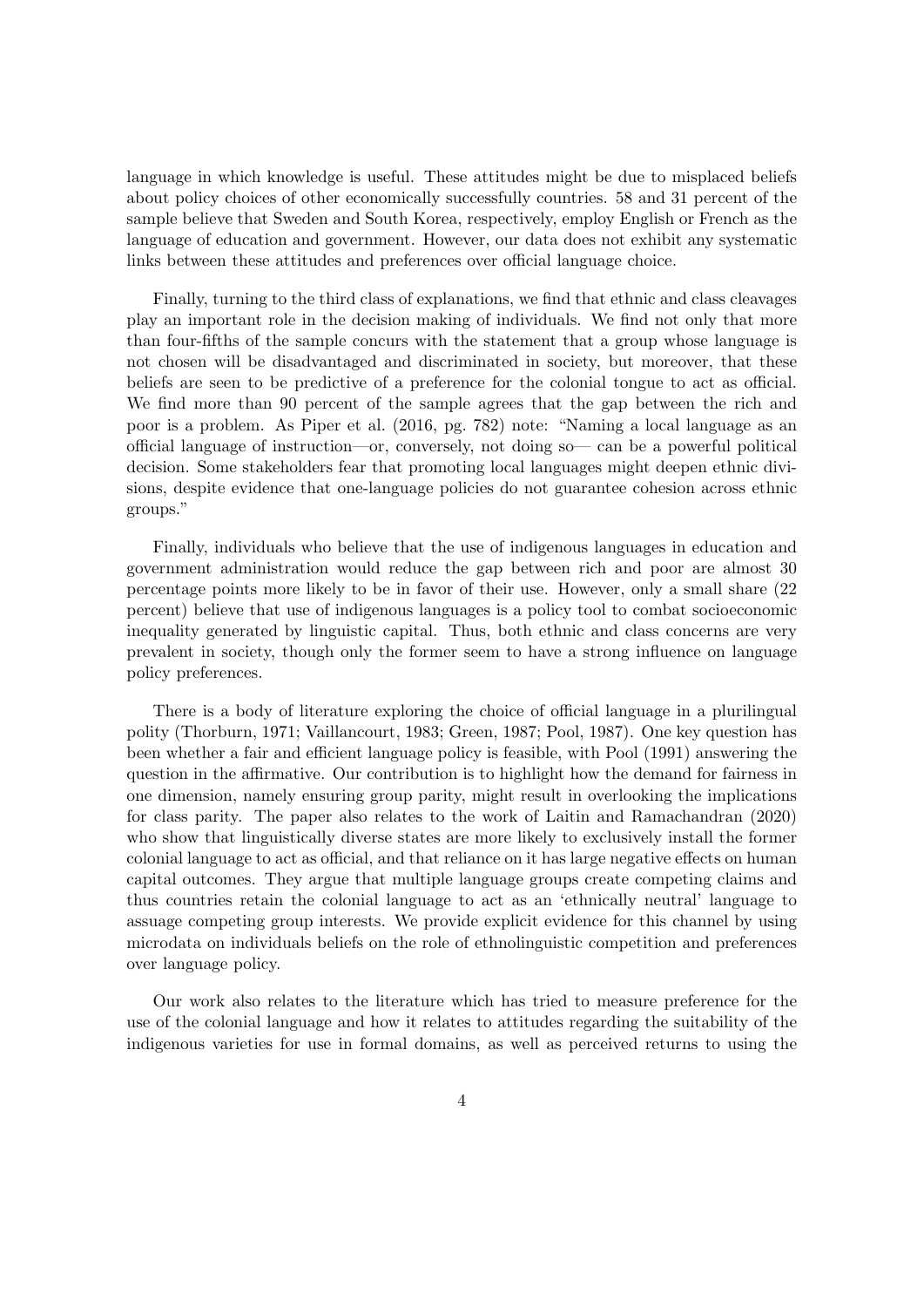language in which knowledge is useful. These attitudes might be due to misplaced beliefs about policy choices of other economically successfully countries. 58 and 31 percent of the sample believe that Sweden and South Korea, respectively, employ English or French as the language of education and government. However, our data does not exhibit any systematic links between these attitudes and preferences over official language choice.

Finally, turning to the third class of explanations, we find that ethnic and class cleavages play an important role in the decision making of individuals. We find not only that more than four-fifths of the sample concurs with the statement that a group whose language is not chosen will be disadvantaged and discriminated in society, but moreover, that these beliefs are seen to be predictive of a preference for the colonial tongue to act as official. We find more than 90 percent of the sample agrees that the gap between the rich and poor is a problem. As Piper et al. (2016, pg. 782) note: "Naming a local language as an official language of instruction—or, conversely, not doing so— can be a powerful political decision. Some stakeholders fear that promoting local languages might deepen ethnic divisions, despite evidence that one-language policies do not guarantee cohesion across ethnic groups."

Finally, individuals who believe that the use of indigenous languages in education and government administration would reduce the gap between rich and poor are almost 30 percentage points more likely to be in favor of their use. However, only a small share (22 percent) believe that use of indigenous languages is a policy tool to combat socioeconomic inequality generated by linguistic capital. Thus, both ethnic and class concerns are very prevalent in society, though only the former seem to have a strong influence on language policy preferences.

There is a body of literature exploring the choice of official language in a plurilingual polity (Thorburn, 1971; Vaillancourt, 1983; Green, 1987; Pool, 1987). One key question has been whether a fair and efficient language policy is feasible, with Pool (1991) answering the question in the affirmative. Our contribution is to highlight how the demand for fairness in one dimension, namely ensuring group parity, might result in overlooking the implications for class parity. The paper also relates to the work of Laitin and Ramachandran (2020) who show that linguistically diverse states are more likely to exclusively install the former colonial language to act as official, and that reliance on it has large negative effects on human capital outcomes. They argue that multiple language groups create competing claims and thus countries retain the colonial language to act as an 'ethnically neutral' language to assuage competing group interests. We provide explicit evidence for this channel by using microdata on individuals beliefs on the role of ethnolinguistic competition and preferences over language policy.

Our work also relates to the literature which has tried to measure preference for the use of the colonial language and how it relates to attitudes regarding the suitability of the indigenous varieties for use in formal domains, as well as perceived returns to using the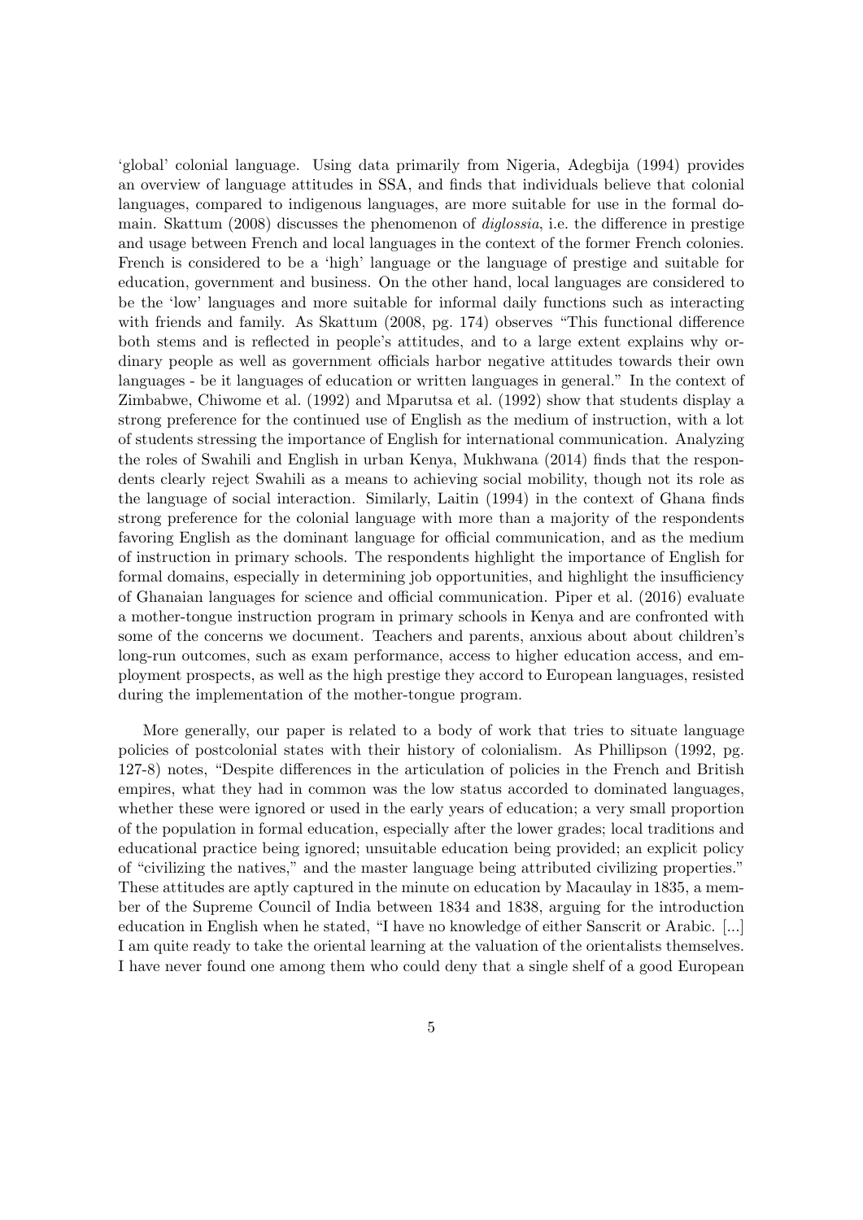'global' colonial language. Using data primarily from Nigeria, Adegbija (1994) provides an overview of language attitudes in SSA, and finds that individuals believe that colonial languages, compared to indigenous languages, are more suitable for use in the formal domain. Skattum (2008) discusses the phenomenon of *diglossia*, i.e. the difference in prestige and usage between French and local languages in the context of the former French colonies. French is considered to be a 'high' language or the language of prestige and suitable for education, government and business. On the other hand, local languages are considered to be the 'low' languages and more suitable for informal daily functions such as interacting with friends and family. As Skattum (2008, pg. 174) observes "This functional difference both stems and is reflected in people's attitudes, and to a large extent explains why ordinary people as well as government officials harbor negative attitudes towards their own languages - be it languages of education or written languages in general." In the context of Zimbabwe, Chiwome et al. (1992) and Mparutsa et al. (1992) show that students display a strong preference for the continued use of English as the medium of instruction, with a lot of students stressing the importance of English for international communication. Analyzing the roles of Swahili and English in urban Kenya, Mukhwana (2014) finds that the respondents clearly reject Swahili as a means to achieving social mobility, though not its role as the language of social interaction. Similarly, Laitin (1994) in the context of Ghana finds strong preference for the colonial language with more than a majority of the respondents favoring English as the dominant language for official communication, and as the medium of instruction in primary schools. The respondents highlight the importance of English for formal domains, especially in determining job opportunities, and highlight the insufficiency of Ghanaian languages for science and official communication. Piper et al. (2016) evaluate a mother-tongue instruction program in primary schools in Kenya and are confronted with some of the concerns we document. Teachers and parents, anxious about about children's long-run outcomes, such as exam performance, access to higher education access, and employment prospects, as well as the high prestige they accord to European languages, resisted during the implementation of the mother-tongue program.

More generally, our paper is related to a body of work that tries to situate language policies of postcolonial states with their history of colonialism. As Phillipson (1992, pg. 127-8) notes, "Despite differences in the articulation of policies in the French and British empires, what they had in common was the low status accorded to dominated languages, whether these were ignored or used in the early years of education; a very small proportion of the population in formal education, especially after the lower grades; local traditions and educational practice being ignored; unsuitable education being provided; an explicit policy of "civilizing the natives," and the master language being attributed civilizing properties." These attitudes are aptly captured in the minute on education by Macaulay in 1835, a member of the Supreme Council of India between 1834 and 1838, arguing for the introduction education in English when he stated, "I have no knowledge of either Sanscrit or Arabic. [...] I am quite ready to take the oriental learning at the valuation of the orientalists themselves. I have never found one among them who could deny that a single shelf of a good European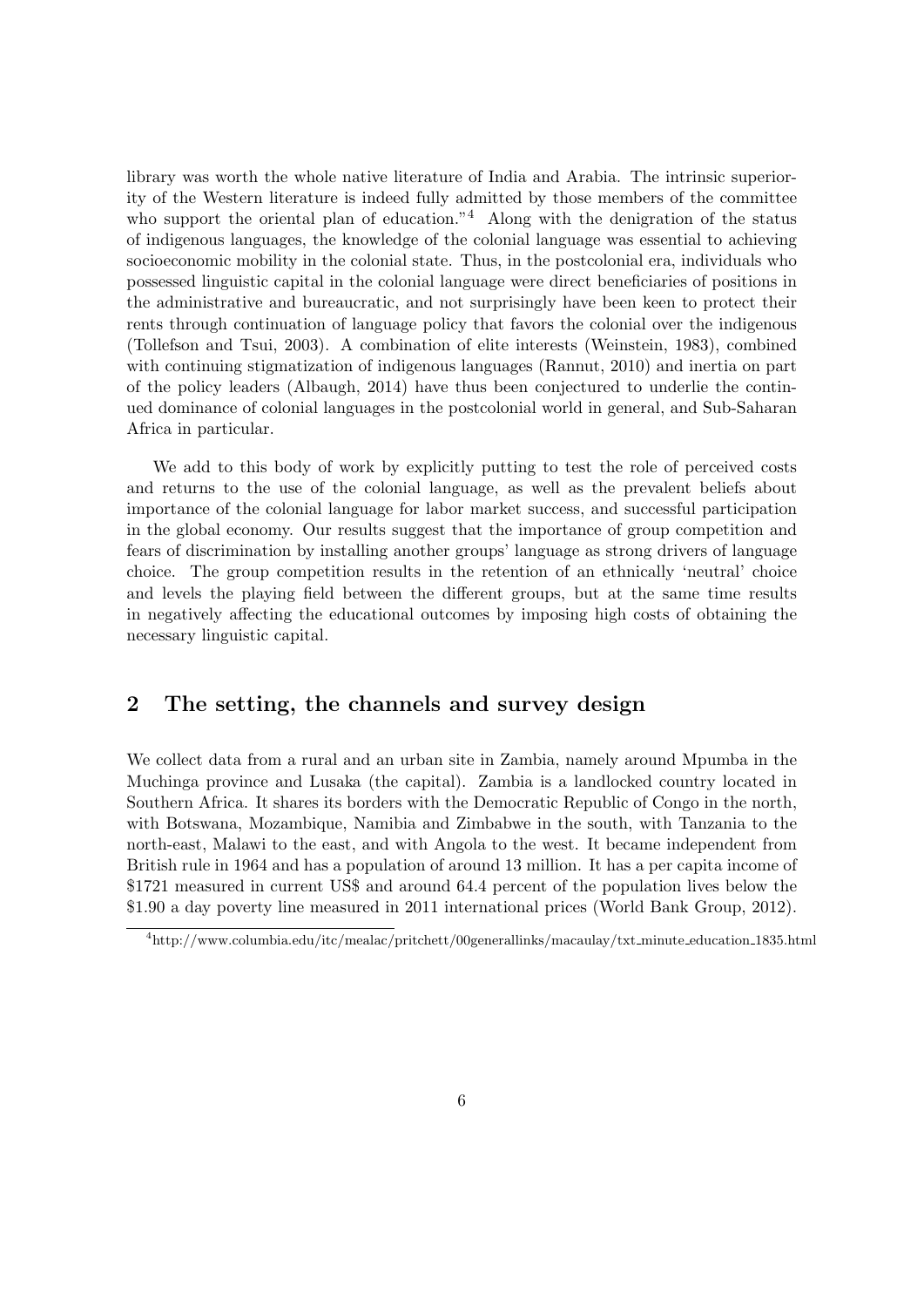library was worth the whole native literature of India and Arabia. The intrinsic superiority of the Western literature is indeed fully admitted by those members of the committee who support the oriental plan of education."[4] Along with the denigration of the status of indigenous languages, the knowledge of the colonial language was essential to achieving socioeconomic mobility in the colonial state. Thus, in the postcolonial era, individuals who possessed linguistic capital in the colonial language were direct beneficiaries of positions in the administrative and bureaucratic, and not surprisingly have been keen to protect their rents through continuation of language policy that favors the colonial over the indigenous (Tollefson and Tsui, 2003). A combination of elite interests (Weinstein, 1983), combined with continuing stigmatization of indigenous languages (Rannut, 2010) and inertia on part of the policy leaders (Albaugh, 2014) have thus been conjectured to underlie the continued dominance of colonial languages in the postcolonial world in general, and Sub-Saharan Africa in particular.

We add to this body of work by explicitly putting to test the role of perceived costs and returns to the use of the colonial language, as well as the prevalent beliefs about importance of the colonial language for labor market success, and successful participation in the global economy. Our results suggest that the importance of group competition and fears of discrimination by installing another groups' language as strong drivers of language choice. The group competition results in the retention of an ethnically 'neutral' choice and levels the playing field between the different groups, but at the same time results in negatively affecting the educational outcomes by imposing high costs of obtaining the necessary linguistic capital.

## 2 The setting, the channels and survey design

We collect data from a rural and an urban site in Zambia, namely around Mpumba in the Muchinga province and Lusaka (the capital). Zambia is a landlocked country located in Southern Africa. It shares its borders with the Democratic Republic of Congo in the north, with Botswana, Mozambique, Namibia and Zimbabwe in the south, with Tanzania to the north-east, Malawi to the east, and with Angola to the west. It became independent from British rule in 1964 and has a population of around 13 million. It has a per capita income of \$1721 measured in current US\$ and around 64.4 percent of the population lives below the \$1.90 a day poverty line measured in 2011 international prices (World Bank Group, 2012).

[4] http://www.columbia.edu/itc/mealac/pritchett/00generallinks/macaulay/txt_minute_education_1835.html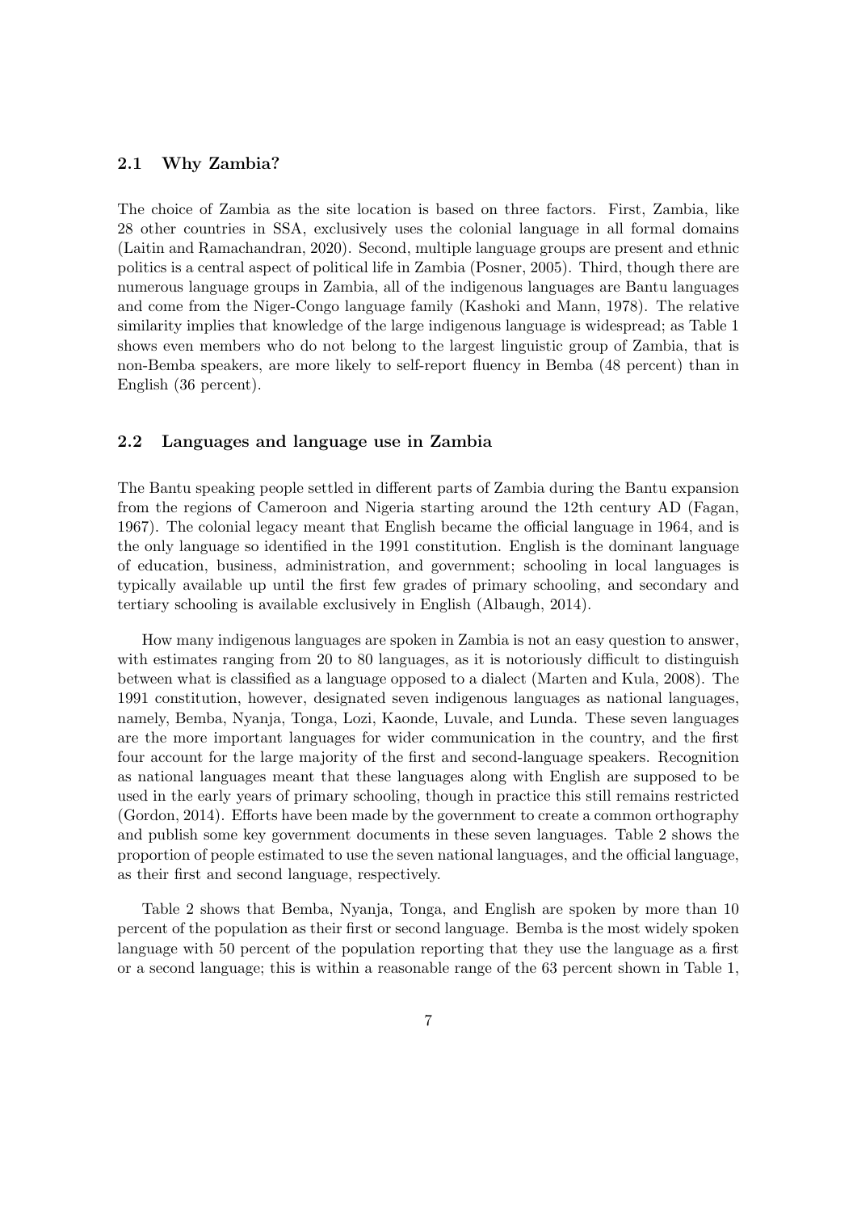### 2.1 Why Zambia?

The choice of Zambia as the site location is based on three factors. First, Zambia, like 28 other countries in SSA, exclusively uses the colonial language in all formal domains (Laitin and Ramachandran, 2020). Second, multiple language groups are present and ethnic politics is a central aspect of political life in Zambia (Posner, 2005). Third, though there are numerous language groups in Zambia, all of the indigenous languages are Bantu languages and come from the Niger-Congo language family (Kashoki and Mann, 1978). The relative similarity implies that knowledge of the large indigenous language is widespread; as Table 1 shows even members who do not belong to the largest linguistic group of Zambia, that is non-Bemba speakers, are more likely to self-report fluency in Bemba (48 percent) than in English (36 percent).

### 2.2 Languages and language use in Zambia

The Bantu speaking people settled in different parts of Zambia during the Bantu expansion from the regions of Cameroon and Nigeria starting around the 12th century AD (Fagan, 1967). The colonial legacy meant that English became the official language in 1964, and is the only language so identified in the 1991 constitution. English is the dominant language of education, business, administration, and government; schooling in local languages is typically available up until the first few grades of primary schooling, and secondary and tertiary schooling is available exclusively in English (Albaugh, 2014).

How many indigenous languages are spoken in Zambia is not an easy question to answer, with estimates ranging from 20 to 80 languages, as it is notoriously difficult to distinguish between what is classified as a language opposed to a dialect (Marten and Kula, 2008). The 1991 constitution, however, designated seven indigenous languages as national languages, namely, Bemba, Nyanja, Tonga, Lozi, Kaonde, Luvale, and Lunda. These seven languages are the more important languages for wider communication in the country, and the first four account for the large majority of the first and second-language speakers. Recognition as national languages meant that these languages along with English are supposed to be used in the early years of primary schooling, though in practice this still remains restricted (Gordon, 2014). Efforts have been made by the government to create a common orthography and publish some key government documents in these seven languages. Table 2 shows the proportion of people estimated to use the seven national languages, and the official language, as their first and second language, respectively.

Table 2 shows that Bemba, Nyanja, Tonga, and English are spoken by more than 10 percent of the population as their first or second language. Bemba is the most widely spoken language with 50 percent of the population reporting that they use the language as a first or a second language; this is within a reasonable range of the 63 percent shown in Table 1,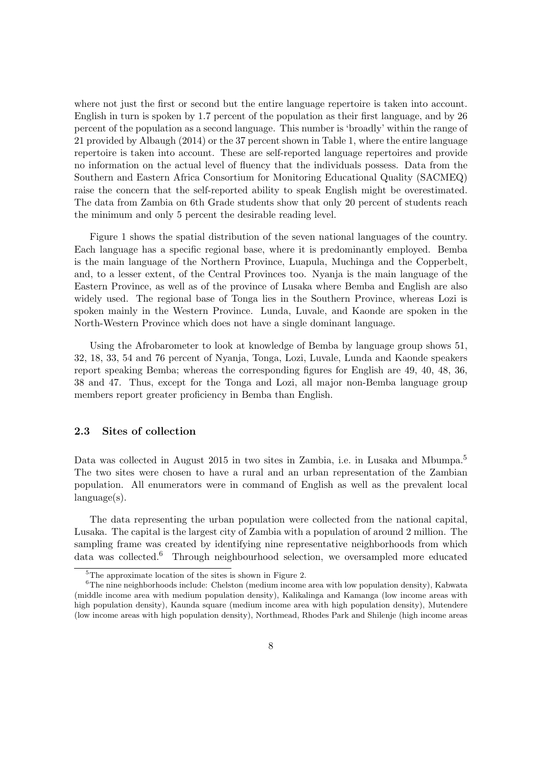where not just the first or second but the entire language repertoire is taken into account. English in turn is spoken by 1.7 percent of the population as their first language, and by 26 percent of the population as a second language. This number is 'broadly' within the range of 21 provided by Albaugh (2014) or the 37 percent shown in Table 1, where the entire language repertoire is taken into account. These are self-reported language repertoires and provide no information on the actual level of fluency that the individuals possess. Data from the Southern and Eastern Africa Consortium for Monitoring Educational Quality (SACMEQ) raise the concern that the self-reported ability to speak English might be overestimated. The data from Zambia on 6th Grade students show that only 20 percent of students reach the minimum and only 5 percent the desirable reading level.

Figure 1 shows the spatial distribution of the seven national languages of the country. Each language has a specific regional base, where it is predominantly employed. Bemba is the main language of the Northern Province, Luapula, Muchinga and the Copperbelt, and, to a lesser extent, of the Central Provinces too. Nyanja is the main language of the Eastern Province, as well as of the province of Lusaka where Bemba and English are also widely used. The regional base of Tonga lies in the Southern Province, whereas Lozi is spoken mainly in the Western Province. Lunda, Luvale, and Kaonde are spoken in the North-Western Province which does not have a single dominant language.

Using the Afrobarometer to look at knowledge of Bemba by language group shows 51, 32, 18, 33, 54 and 76 percent of Nyanja, Tonga, Lozi, Luvale, Lunda and Kaonde speakers report speaking Bemba; whereas the corresponding figures for English are 49, 40, 48, 36, 38 and 47. Thus, except for the Tonga and Lozi, all major non-Bemba language group members report greater proficiency in Bemba than English.

### 2.3 Sites of collection

Data was collected in August 2015 in two sites in Zambia, i.e. in Lusaka and Mbumpa.[5] The two sites were chosen to have a rural and an urban representation of the Zambian population. All enumerators were in command of English as well as the prevalent local language(s).

The data representing the urban population were collected from the national capital, Lusaka. The capital is the largest city of Zambia with a population of around 2 million. The sampling frame was created by identifying nine representative neighborhoods from which data was collected.[6] Through neighbourhood selection, we oversampled more educated

[5] The approximate location of the sites is shown in Figure 2.

[6] The nine neighborhoods include: Chelston (medium income area with low population density), Kabwata (middle income area with medium population density), Kalikalinga and Kamanga (low income areas with high population density), Kaunda square (medium income area with high population density), Mutendere (low income areas with high population density), Northmead, Rhodes Park and Shilenje (high income areas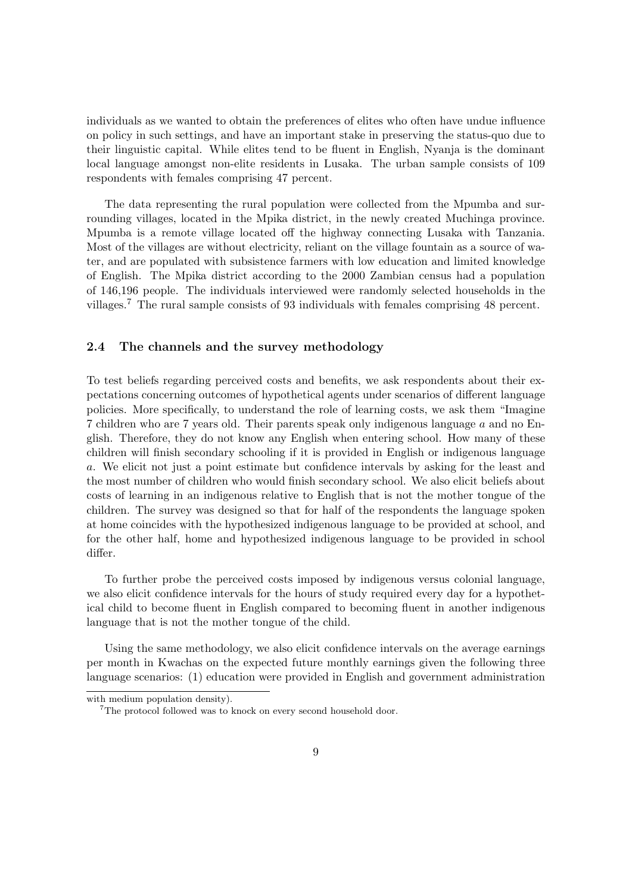individuals as we wanted to obtain the preferences of elites who often have undue influence on policy in such settings, and have an important stake in preserving the status-quo due to their linguistic capital. While elites tend to be fluent in English, Nyanja is the dominant local language amongst non-elite residents in Lusaka. The urban sample consists of 109 respondents with females comprising 47 percent.

The data representing the rural population were collected from the Mpumba and surrounding villages, located in the Mpika district, in the newly created Muchinga province. Mpumba is a remote village located off the highway connecting Lusaka with Tanzania. Most of the villages are without electricity, reliant on the village fountain as a source of water, and are populated with subsistence farmers with low education and limited knowledge of English. The Mpika district according to the 2000 Zambian census had a population of 146,196 people. The individuals interviewed were randomly selected households in the villages.[7] The rural sample consists of 93 individuals with females comprising 48 percent.

### 2.4 The channels and the survey methodology

To test beliefs regarding perceived costs and benefits, we ask respondents about their expectations concerning outcomes of hypothetical agents under scenarios of different language policies. More specifically, to understand the role of learning costs, we ask them "Imagine 7 children who are 7 years old. Their parents speak only indigenous language $a$ and no English. Therefore, they do not know any English when entering school. How many of these children will finish secondary schooling if it is provided in English or indigenous language $a$. We elicit not just a point estimate but confidence intervals by asking for the least and the most number of children who would finish secondary school. We also elicit beliefs about costs of learning in an indigenous relative to English that is not the mother tongue of the children. The survey was designed so that for half of the respondents the language spoken at home coincides with the hypothesized indigenous language to be provided at school, and for the other half, home and hypothesized indigenous language to be provided in school differ.

To further probe the perceived costs imposed by indigenous versus colonial language, we also elicit confidence intervals for the hours of study required every day for a hypothetical child to become fluent in English compared to becoming fluent in another indigenous language that is not the mother tongue of the child.

Using the same methodology, we also elicit confidence intervals on the average earnings per month in Kwachas on the expected future monthly earnings given the following three language scenarios: (1) education were provided in English and government administration

with medium population density).

[7] The protocol followed was to knock on every second household door.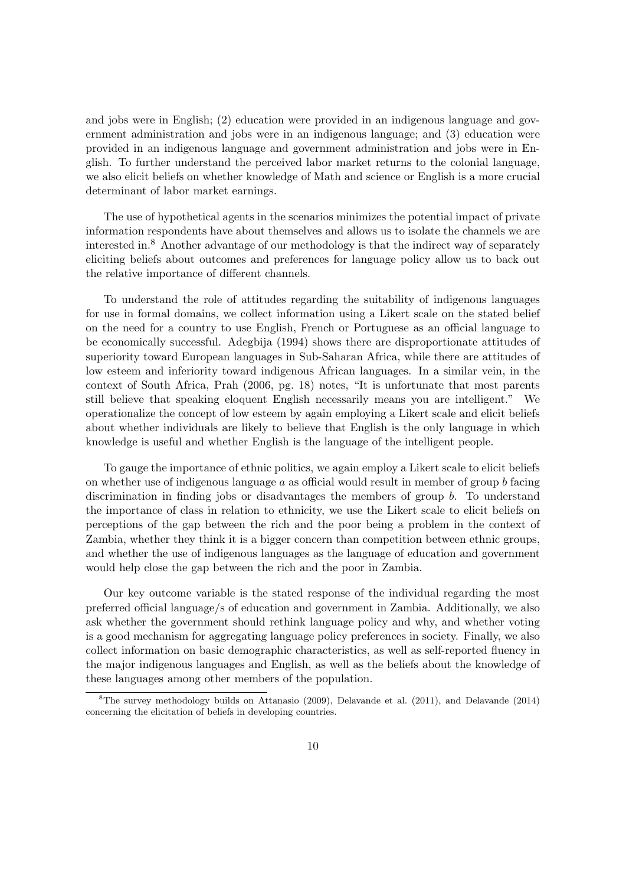and jobs were in English; (2) education were provided in an indigenous language and government administration and jobs were in an indigenous language; and (3) education were provided in an indigenous language and government administration and jobs were in English. To further understand the perceived labor market returns to the colonial language, we also elicit beliefs on whether knowledge of Math and science or English is a more crucial determinant of labor market earnings.

The use of hypothetical agents in the scenarios minimizes the potential impact of private information respondents have about themselves and allows us to isolate the channels we are interested in.[8] Another advantage of our methodology is that the indirect way of separately eliciting beliefs about outcomes and preferences for language policy allow us to back out the relative importance of different channels.

To understand the role of attitudes regarding the suitability of indigenous languages for use in formal domains, we collect information using a Likert scale on the stated belief on the need for a country to use English, French or Portuguese as an official language to be economically successful. Adegbija (1994) shows there are disproportionate attitudes of superiority toward European languages in Sub-Saharan Africa, while there are attitudes of low esteem and inferiority toward indigenous African languages. In a similar vein, in the context of South Africa, Prah (2006, pg. 18) notes, "It is unfortunate that most parents still believe that speaking eloquent English necessarily means you are intelligent." We operationalize the concept of low esteem by again employing a Likert scale and elicit beliefs about whether individuals are likely to believe that English is the only language in which knowledge is useful and whether English is the language of the intelligent people.

To gauge the importance of ethnic politics, we again employ a Likert scale to elicit beliefs on whether use of indigenous language $a$ as official would result in member of group $b$ facing discrimination in finding jobs or disadvantages the members of group $b$. To understand the importance of class in relation to ethnicity, we use the Likert scale to elicit beliefs on perceptions of the gap between the rich and the poor being a problem in the context of Zambia, whether they think it is a bigger concern than competition between ethnic groups, and whether the use of indigenous languages as the language of education and government would help close the gap between the rich and the poor in Zambia.

Our key outcome variable is the stated response of the individual regarding the most preferred official language/s of education and government in Zambia. Additionally, we also ask whether the government should rethink language policy and why, and whether voting is a good mechanism for aggregating language policy preferences in society. Finally, we also collect information on basic demographic characteristics, as well as self-reported fluency in the major indigenous languages and English, as well as the beliefs about the knowledge of these languages among other members of the population.

[8] The survey methodology builds on Attanasio (2009), Delavande et al. (2011), and Delavande (2014) concerning the elicitation of beliefs in developing countries.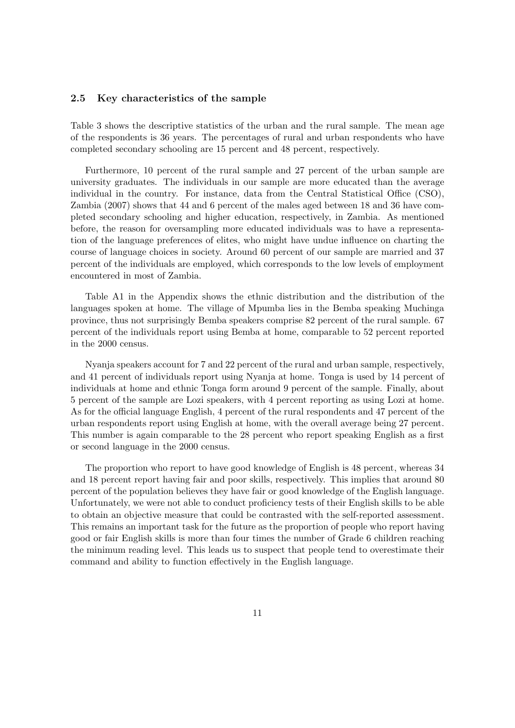### 2.5 Key characteristics of the sample

Table 3 shows the descriptive statistics of the urban and the rural sample. The mean age of the respondents is 36 years. The percentages of rural and urban respondents who have completed secondary schooling are 15 percent and 48 percent, respectively.

Furthermore, 10 percent of the rural sample and 27 percent of the urban sample are university graduates. The individuals in our sample are more educated than the average individual in the country. For instance, data from the Central Statistical Office (CSO), Zambia (2007) shows that 44 and 6 percent of the males aged between 18 and 36 have completed secondary schooling and higher education, respectively, in Zambia. As mentioned before, the reason for oversampling more educated individuals was to have a representation of the language preferences of elites, who might have undue influence on charting the course of language choices in society. Around 60 percent of our sample are married and 37 percent of the individuals are employed, which corresponds to the low levels of employment encountered in most of Zambia.

Table A1 in the Appendix shows the ethnic distribution and the distribution of the languages spoken at home. The village of Mpumba lies in the Bemba speaking Muchinga province, thus not surprisingly Bemba speakers comprise 82 percent of the rural sample. 67 percent of the individuals report using Bemba at home, comparable to 52 percent reported in the 2000 census.

Nyanja speakers account for 7 and 22 percent of the rural and urban sample, respectively, and 41 percent of individuals report using Nyanja at home. Tonga is used by 14 percent of individuals at home and ethnic Tonga form around 9 percent of the sample. Finally, about 5 percent of the sample are Lozi speakers, with 4 percent reporting as using Lozi at home. As for the official language English, 4 percent of the rural respondents and 47 percent of the urban respondents report using English at home, with the overall average being 27 percent. This number is again comparable to the 28 percent who report speaking English as a first or second language in the 2000 census.

The proportion who report to have good knowledge of English is 48 percent, whereas 34 and 18 percent report having fair and poor skills, respectively. This implies that around 80 percent of the population believes they have fair or good knowledge of the English language. Unfortunately, we were not able to conduct proficiency tests of their English skills to be able to obtain an objective measure that could be contrasted with the self-reported assessment. This remains an important task for the future as the proportion of people who report having good or fair English skills is more than four times the number of Grade 6 children reaching the minimum reading level. This leads us to suspect that people tend to overestimate their command and ability to function effectively in the English language.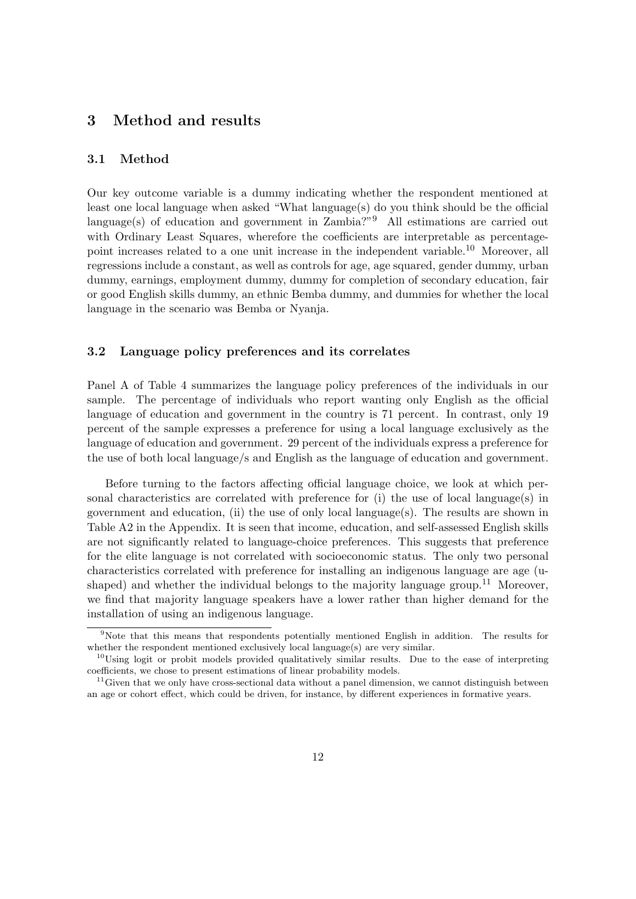# 3 Method and results

## 3.1 Method

Our key outcome variable is a dummy indicating whether the respondent mentioned at least one local language when asked "What language(s) do you think should be the official language(s) of education and government in Zambia?"[9] All estimations are carried out with Ordinary Least Squares, wherefore the coefficients are interpretable as percentage-point increases related to a one unit increase in the independent variable.[10] Moreover, all regressions include a constant, as well as controls for age, age squared, gender dummy, urban dummy, earnings, employment dummy, dummy for completion of secondary education, fair or good English skills dummy, an ethnic Bemba dummy, and dummies for whether the local language in the scenario was Bemba or Nyanja.

## 3.2 Language policy preferences and its correlates

Panel A of Table 4 summarizes the language policy preferences of the individuals in our sample. The percentage of individuals who report wanting only English as the official language of education and government in the country is 71 percent. In contrast, only 19 percent of the sample expresses a preference for using a local language exclusively as the language of education and government. 29 percent of the individuals express a preference for the use of both local language/s and English as the language of education and government.

Before turning to the factors affecting official language choice, we look at which personal characteristics are correlated with preference for (i) the use of local language(s) in government and education, (ii) the use of only local language(s). The results are shown in Table A2 in the Appendix. It is seen that income, education, and self-assessed English skills are not significantly related to language-choice preferences. This suggests that preference for the elite language is not correlated with socioeconomic status. The only two personal characteristics correlated with preference for installing an indigenous language are age (u-shaped) and whether the individual belongs to the majority language group.[11] Moreover, we find that majority language speakers have a lower rather than higher demand for the installation of using an indigenous language.

[9] Note that this means that respondents potentially mentioned English in addition. The results for whether the respondent mentioned exclusively local language(s) are very similar.

[10] Using logit or probit models provided qualitatively similar results. Due to the ease of interpreting coefficients, we chose to present estimations of linear probability models.

[11] Given that we only have cross-sectional data without a panel dimension, we cannot distinguish between an age or cohort effect, which could be driven, for instance, by different experiences in formative years.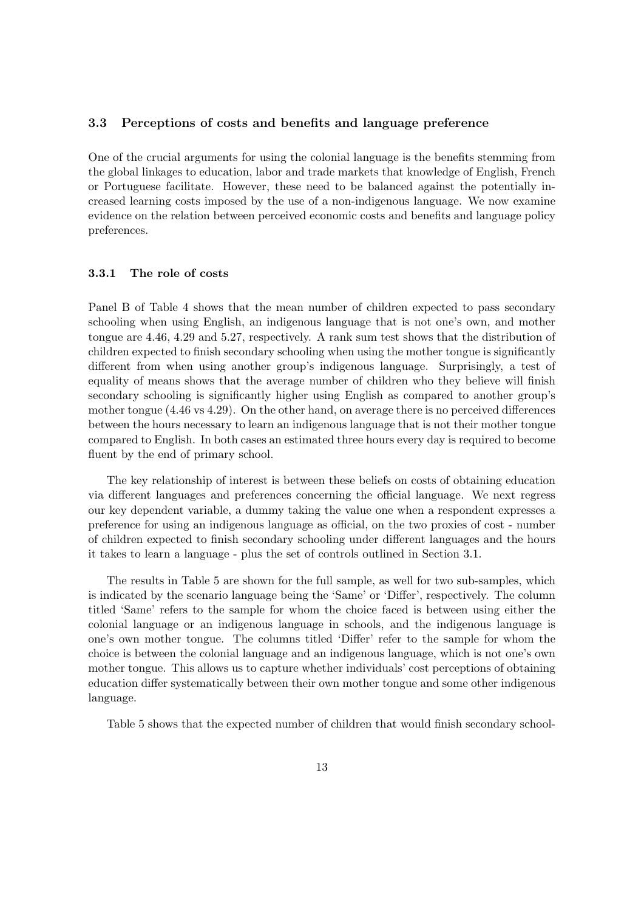### 3.3 Perceptions of costs and benefits and language preference

One of the crucial arguments for using the colonial language is the benefits stemming from the global linkages to education, labor and trade markets that knowledge of English, French or Portuguese facilitate. However, these need to be balanced against the potentially increased learning costs imposed by the use of a non-indigenous language. We now examine evidence on the relation between perceived economic costs and benefits and language policy preferences.

#### 3.3.1 The role of costs

Panel B of Table 4 shows that the mean number of children expected to pass secondary schooling when using English, an indigenous language that is not one's own, and mother tongue are 4.46, 4.29 and 5.27, respectively. A rank sum test shows that the distribution of children expected to finish secondary schooling when using the mother tongue is significantly different from when using another group's indigenous language. Surprisingly, a test of equality of means shows that the average number of children who they believe will finish secondary schooling is significantly higher using English as compared to another group's mother tongue (4.46 vs 4.29). On the other hand, on average there is no perceived differences between the hours necessary to learn an indigenous language that is not their mother tongue compared to English. In both cases an estimated three hours every day is required to become fluent by the end of primary school.

The key relationship of interest is between these beliefs on costs of obtaining education via different languages and preferences concerning the official language. We next regress our key dependent variable, a dummy taking the value one when a respondent expresses a preference for using an indigenous language as official, on the two proxies of cost - number of children expected to finish secondary schooling under different languages and the hours it takes to learn a language - plus the set of controls outlined in Section 3.1.

The results in Table 5 are shown for the full sample, as well for two sub-samples, which is indicated by the scenario language being the 'Same' or 'Differ', respectively. The column titled 'Same' refers to the sample for whom the choice faced is between using either the colonial language or an indigenous language in schools, and the indigenous language is one's own mother tongue. The columns titled 'Differ' refer to the sample for whom the choice is between the colonial language and an indigenous language, which is not one's own mother tongue. This allows us to capture whether individuals' cost perceptions of obtaining education differ systematically between their own mother tongue and some other indigenous language.

Table 5 shows that the expected number of children that would finish secondary school-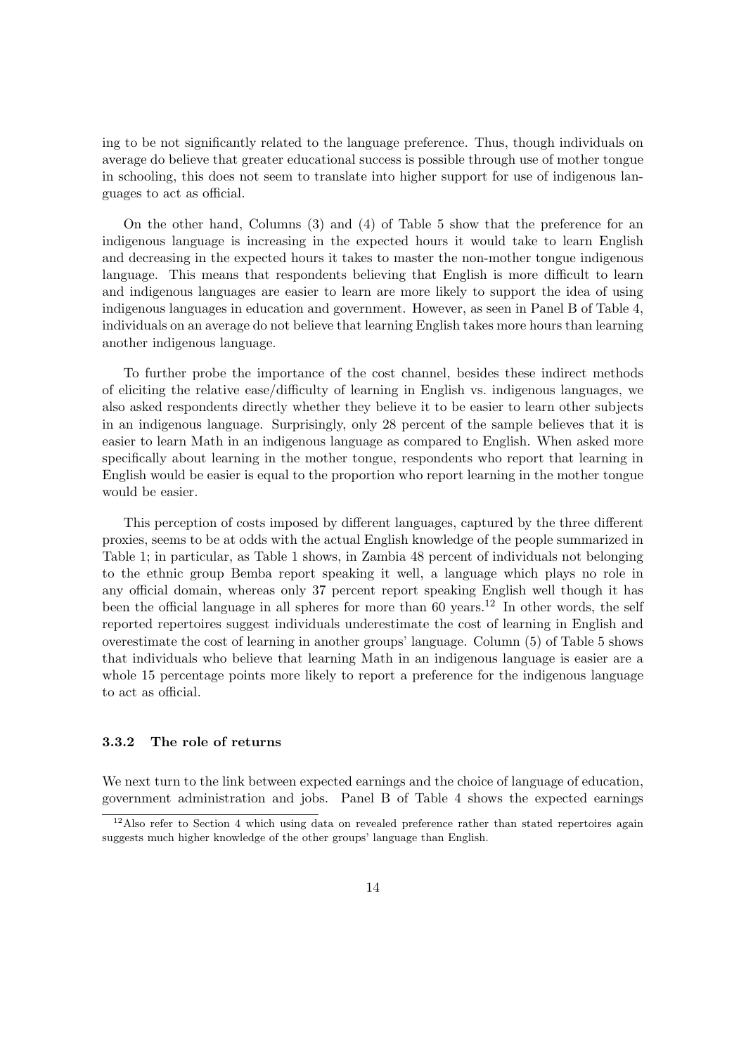ing to be not significantly related to the language preference. Thus, though individuals on average do believe that greater educational success is possible through use of mother tongue in schooling, this does not seem to translate into higher support for use of indigenous languages to act as official.

On the other hand, Columns (3) and (4) of Table 5 show that the preference for an indigenous language is increasing in the expected hours it would take to learn English and decreasing in the expected hours it takes to master the non-mother tongue indigenous language. This means that respondents believing that English is more difficult to learn and indigenous languages are easier to learn are more likely to support the idea of using indigenous languages in education and government. However, as seen in Panel B of Table 4, individuals on an average do not believe that learning English takes more hours than learning another indigenous language.

To further probe the importance of the cost channel, besides these indirect methods of eliciting the relative ease/difficulty of learning in English vs. indigenous languages, we also asked respondents directly whether they believe it to be easier to learn other subjects in an indigenous language. Surprisingly, only 28 percent of the sample believes that it is easier to learn Math in an indigenous language as compared to English. When asked more specifically about learning in the mother tongue, respondents who report that learning in English would be easier is equal to the proportion who report learning in the mother tongue would be easier.

This perception of costs imposed by different languages, captured by the three different proxies, seems to be at odds with the actual English knowledge of the people summarized in Table 1; in particular, as Table 1 shows, in Zambia 48 percent of individuals not belonging to the ethnic group Bemba report speaking it well, a language which plays no role in any official domain, whereas only 37 percent report speaking English well though it has been the official language in all spheres for more than 60 years.[12] In other words, the self reported repertoires suggest individuals underestimate the cost of learning in English and overestimate the cost of learning in another groups' language. Column (5) of Table 5 shows that individuals who believe that learning Math in an indigenous language is easier are a whole 15 percentage points more likely to report a preference for the indigenous language to act as official.

### 3.3.2 The role of returns

We next turn to the link between expected earnings and the choice of language of education, government administration and jobs. Panel B of Table 4 shows the expected earnings

[12] Also refer to Section 4 which using data on revealed preference rather than stated repertoires again suggests much higher knowledge of the other groups' language than English.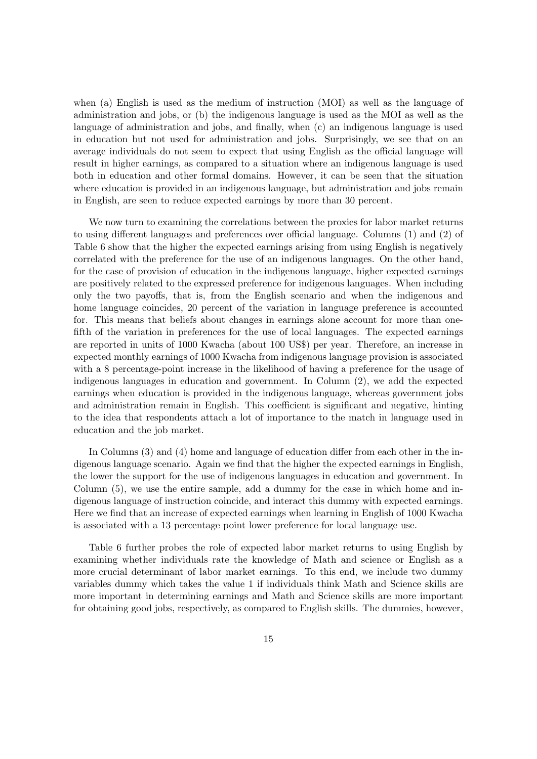when (a) English is used as the medium of instruction (MOI) as well as the language of administration and jobs, or (b) the indigenous language is used as the MOI as well as the language of administration and jobs, and finally, when (c) an indigenous language is used in education but not used for administration and jobs. Surprisingly, we see that on an average individuals do not seem to expect that using English as the official language will result in higher earnings, as compared to a situation where an indigenous language is used both in education and other formal domains. However, it can be seen that the situation where education is provided in an indigenous language, but administration and jobs remain in English, are seen to reduce expected earnings by more than 30 percent.

We now turn to examining the correlations between the proxies for labor market returns to using different languages and preferences over official language. Columns (1) and (2) of Table 6 show that the higher the expected earnings arising from using English is negatively correlated with the preference for the use of an indigenous languages. On the other hand, for the case of provision of education in the indigenous language, higher expected earnings are positively related to the expressed preference for indigenous languages. When including only the two payoffs, that is, from the English scenario and when the indigenous and home language coincides, 20 percent of the variation in language preference is accounted for. This means that beliefs about changes in earnings alone account for more than one-fifth of the variation in preferences for the use of local languages. The expected earnings are reported in units of 1000 Kwacha (about 100 US$) per year. Therefore, an increase in expected monthly earnings of 1000 Kwacha from indigenous language provision is associated with a 8 percentage-point increase in the likelihood of having a preference for the usage of indigenous languages in education and government. In Column (2), we add the expected earnings when education is provided in the indigenous language, whereas government jobs and administration remain in English. This coefficient is significant and negative, hinting to the idea that respondents attach a lot of importance to the match in language used in education and the job market.

In Columns (3) and (4) home and language of education differ from each other in the indigenous language scenario. Again we find that the higher the expected earnings in English, the lower the support for the use of indigenous languages in education and government. In Column (5), we use the entire sample, add a dummy for the case in which home and indigenous language of instruction coincide, and interact this dummy with expected earnings. Here we find that an increase of expected earnings when learning in English of 1000 Kwacha is associated with a 13 percentage point lower preference for local language use.

Table 6 further probes the role of expected labor market returns to using English by examining whether individuals rate the knowledge of Math and science or English as a more crucial determinant of labor market earnings. To this end, we include two dummy variables dummy which takes the value 1 if individuals think Math and Science skills are more important in determining earnings and Math and Science skills are more important for obtaining good jobs, respectively, as compared to English skills. The dummies, however,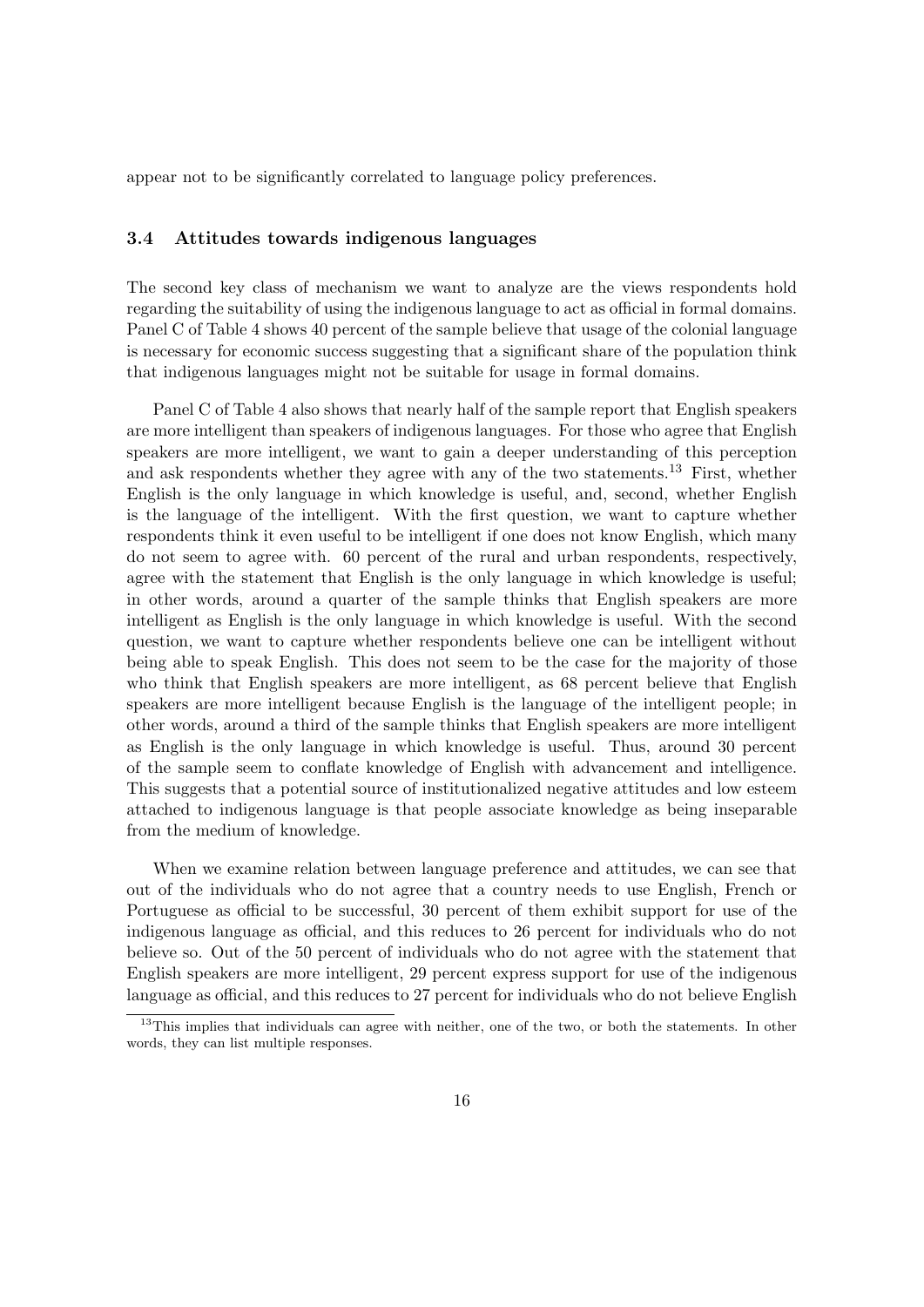appear not to be significantly correlated to language policy preferences.

### 3.4 Attitudes towards indigenous languages

The second key class of mechanism we want to analyze are the views respondents hold regarding the suitability of using the indigenous language to act as official in formal domains. Panel C of Table 4 shows 40 percent of the sample believe that usage of the colonial language is necessary for economic success suggesting that a significant share of the population think that indigenous languages might not be suitable for usage in formal domains.

Panel C of Table 4 also shows that nearly half of the sample report that English speakers are more intelligent than speakers of indigenous languages. For those who agree that English speakers are more intelligent, we want to gain a deeper understanding of this perception and ask respondents whether they agree with any of the two statements.[13] First, whether English is the only language in which knowledge is useful, and, second, whether English is the language of the intelligent. With the first question, we want to capture whether respondents think it even useful to be intelligent if one does not know English, which many do not seem to agree with. 60 percent of the rural and urban respondents, respectively, agree with the statement that English is the only language in which knowledge is useful; in other words, around a quarter of the sample thinks that English speakers are more intelligent as English is the only language in which knowledge is useful. With the second question, we want to capture whether respondents believe one can be intelligent without being able to speak English. This does not seem to be the case for the majority of those who think that English speakers are more intelligent, as 68 percent believe that English speakers are more intelligent because English is the language of the intelligent people; in other words, around a third of the sample thinks that English speakers are more intelligent as English is the only language in which knowledge is useful. Thus, around 30 percent of the sample seem to conflate knowledge of English with advancement and intelligence. This suggests that a potential source of institutionalized negative attitudes and low esteem attached to indigenous language is that people associate knowledge as being inseparable from the medium of knowledge.

When we examine relation between language preference and attitudes, we can see that out of the individuals who do not agree that a country needs to use English, French or Portuguese as official to be successful, 30 percent of them exhibit support for use of the indigenous language as official, and this reduces to 26 percent for individuals who do not believe so. Out of the 50 percent of individuals who do not agree with the statement that English speakers are more intelligent, 29 percent express support for use of the indigenous language as official, and this reduces to 27 percent for individuals who do not believe English

[13] This implies that individuals can agree with neither, one of the two, or both the statements. In other words, they can list multiple responses.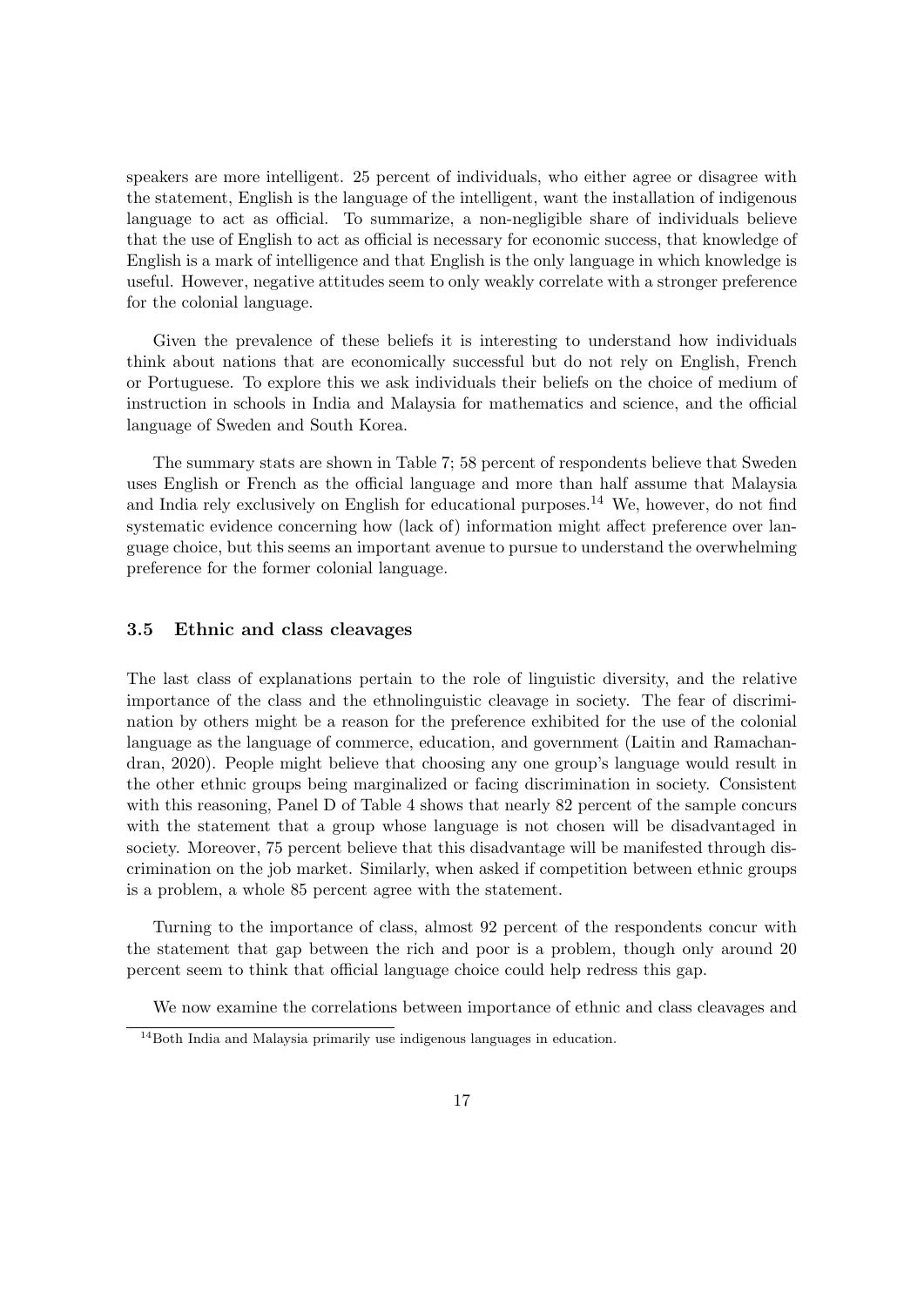speakers are more intelligent. 25 percent of individuals, who either agree or disagree with the statement, English is the language of the intelligent, want the installation of indigenous language to act as official. To summarize, a non-negligible share of individuals believe that the use of English to act as official is necessary for economic success, that knowledge of English is a mark of intelligence and that English is the only language in which knowledge is useful. However, negative attitudes seem to only weakly correlate with a stronger preference for the colonial language.

Given the prevalence of these beliefs it is interesting to understand how individuals think about nations that are economically successful but do not rely on English, French or Portuguese. To explore this we ask individuals their beliefs on the choice of medium of instruction in schools in India and Malaysia for mathematics and science, and the official language of Sweden and South Korea.

The summary stats are shown in Table 7; 58 percent of respondents believe that Sweden uses English or French as the official language and more than half assume that Malaysia and India rely exclusively on English for educational purposes.[14] We, however, do not find systematic evidence concerning how (lack of) information might affect preference over language choice, but this seems an important avenue to pursue to understand the overwhelming preference for the former colonial language.

### 3.5 Ethnic and class cleavages

The last class of explanations pertain to the role of linguistic diversity, and the relative importance of the class and the ethnolinguistic cleavage in society. The fear of discrimination by others might be a reason for the preference exhibited for the use of the colonial language as the language of commerce, education, and government (Laitin and Ramachandran, 2020). People might believe that choosing any one group's language would result in the other ethnic groups being marginalized or facing discrimination in society. Consistent with this reasoning, Panel D of Table 4 shows that nearly 82 percent of the sample concurs with the statement that a group whose language is not chosen will be disadvantaged in society. Moreover, 75 percent believe that this disadvantage will be manifested through discrimination on the job market. Similarly, when asked if competition between ethnic groups is a problem, a whole 85 percent agree with the statement.

Turning to the importance of class, almost 92 percent of the respondents concur with the statement that gap between the rich and poor is a problem, though only around 20 percent seem to think that official language choice could help redress this gap.

We now examine the correlations between importance of ethnic and class cleavages and

[14] Both India and Malaysia primarily use indigenous languages in education.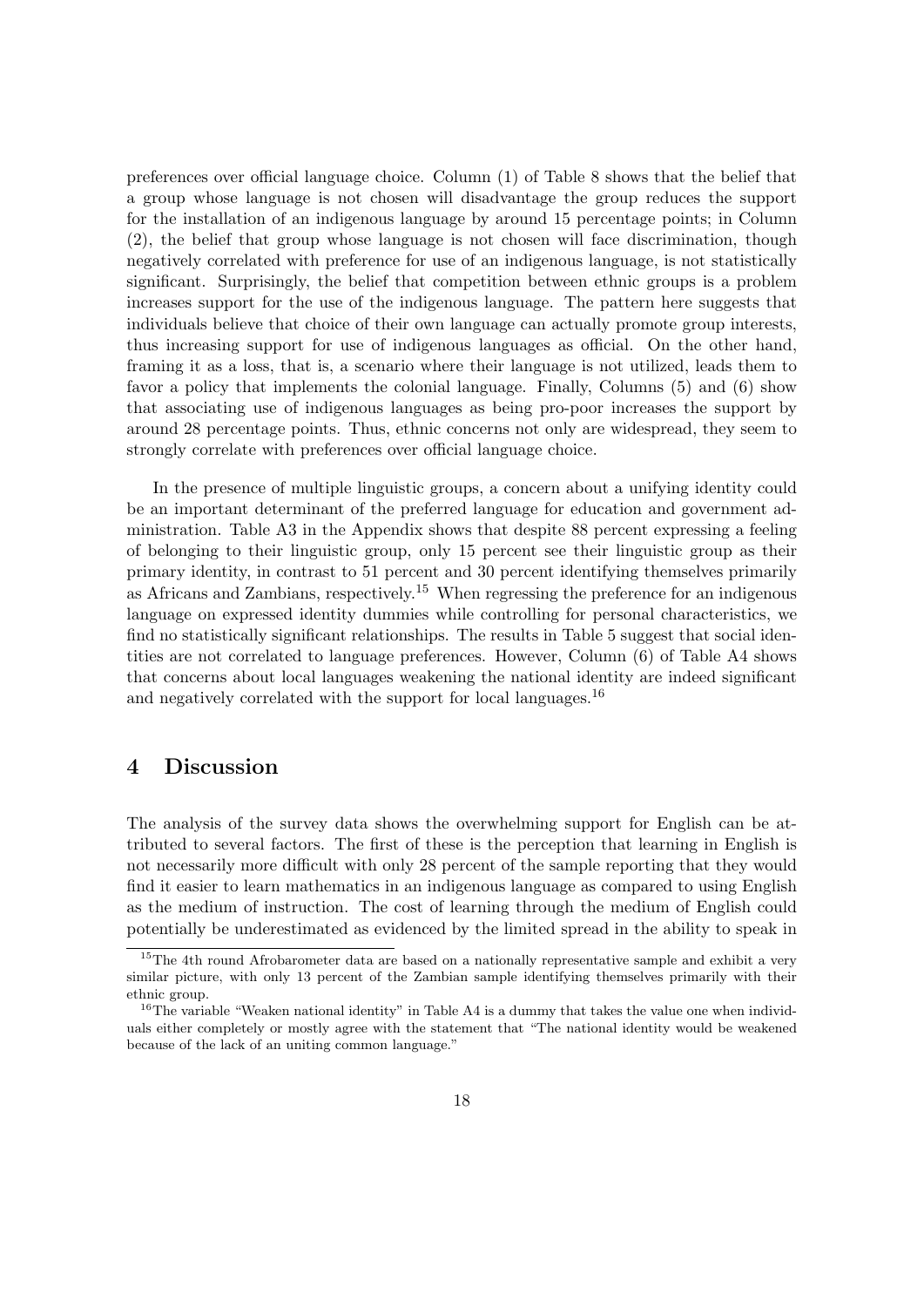preferences over official language choice. Column (1) of Table 8 shows that the belief that a group whose language is not chosen will disadvantage the group reduces the support for the installation of an indigenous language by around 15 percentage points; in Column (2), the belief that group whose language is not chosen will face discrimination, though negatively correlated with preference for use of an indigenous language, is not statistically significant. Surprisingly, the belief that competition between ethnic groups is a problem increases support for the use of the indigenous language. The pattern here suggests that individuals believe that choice of their own language can actually promote group interests, thus increasing support for use of indigenous languages as official. On the other hand, framing it as a loss, that is, a scenario where their language is not utilized, leads them to favor a policy that implements the colonial language. Finally, Columns (5) and (6) show that associating use of indigenous languages as being pro-poor increases the support by around 28 percentage points. Thus, ethnic concerns not only are widespread, they seem to strongly correlate with preferences over official language choice.

In the presence of multiple linguistic groups, a concern about a unifying identity could be an important determinant of the preferred language for education and government administration. Table A3 in the Appendix shows that despite 88 percent expressing a feeling of belonging to their linguistic group, only 15 percent see their linguistic group as their primary identity, in contrast to 51 percent and 30 percent identifying themselves primarily as Africans and Zambians, respectively.[15] When regressing the preference for an indigenous language on expressed identity dummies while controlling for personal characteristics, we find no statistically significant relationships. The results in Table 5 suggest that social identities are not correlated to language preferences. However, Column (6) of Table A4 shows that concerns about local languages weakening the national identity are indeed significant and negatively correlated with the support for local languages.[16]

# 4 Discussion

The analysis of the survey data shows the overwhelming support for English can be attributed to several factors. The first of these is the perception that learning in English is not necessarily more difficult with only 28 percent of the sample reporting that they would find it easier to learn mathematics in an indigenous language as compared to using English as the medium of instruction. The cost of learning through the medium of English could potentially be underestimated as evidenced by the limited spread in the ability to speak in

[15] The 4th round Afrobarometer data are based on a nationally representative sample and exhibit a very similar picture, with only 13 percent of the Zambian sample identifying themselves primarily with their ethnic group.

[16] The variable "Weaken national identity" in Table A4 is a dummy that takes the value one when individuals either completely or mostly agree with the statement that "The national identity would be weakened because of the lack of an uniting common language."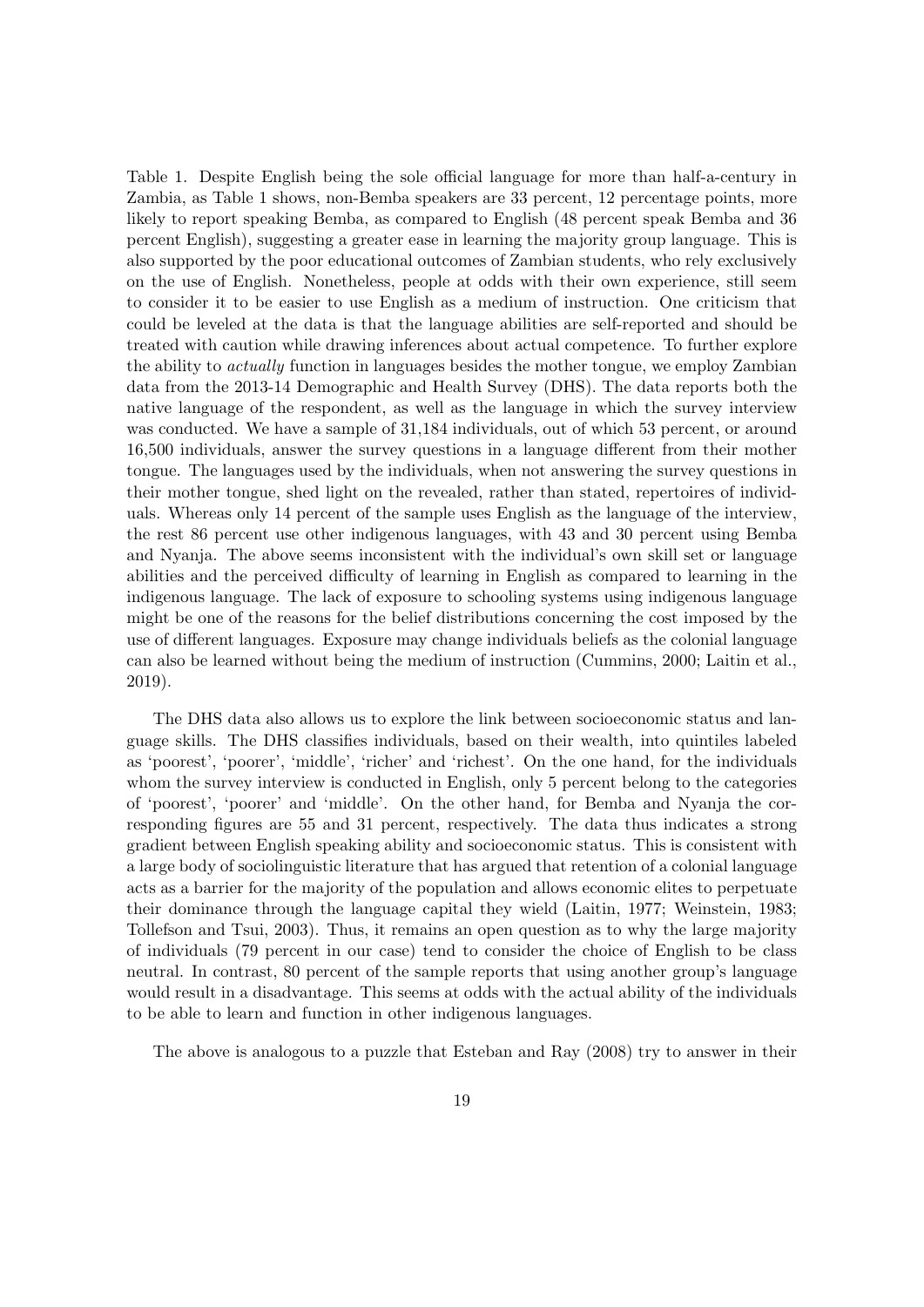Table 1. Despite English being the sole official language for more than half-a-century in Zambia, as Table 1 shows, non-Bemba speakers are 33 percent, 12 percentage points, more likely to report speaking Bemba, as compared to English (48 percent speak Bemba and 36 percent English), suggesting a greater ease in learning the majority group language. This is also supported by the poor educational outcomes of Zambian students, who rely exclusively on the use of English. Nonetheless, people at odds with their own experience, still seem to consider it to be easier to use English as a medium of instruction. One criticism that could be leveled at the data is that the language abilities are self-reported and should be treated with caution while drawing inferences about actual competence. To further explore the ability to *actually* function in languages besides the mother tongue, we employ Zambian data from the 2013-14 Demographic and Health Survey (DHS). The data reports both the native language of the respondent, as well as the language in which the survey interview was conducted. We have a sample of 31,184 individuals, out of which 53 percent, or around 16,500 individuals, answer the survey questions in a language different from their mother tongue. The languages used by the individuals, when not answering the survey questions in their mother tongue, shed light on the revealed, rather than stated, repertoires of individuals. Whereas only 14 percent of the sample uses English as the language of the interview, the rest 86 percent use other indigenous languages, with 43 and 30 percent using Bemba and Nyanja. The above seems inconsistent with the individual's own skill set or language abilities and the perceived difficulty of learning in English as compared to learning in the indigenous language. The lack of exposure to schooling systems using indigenous language might be one of the reasons for the belief distributions concerning the cost imposed by the use of different languages. Exposure may change individuals beliefs as the colonial language can also be learned without being the medium of instruction (Cummins, 2000; Laitin et al., 2019).

The DHS data also allows us to explore the link between socioeconomic status and language skills. The DHS classifies individuals, based on their wealth, into quintiles labeled as 'poorest', 'poorer', 'middle', 'richer' and 'richest'. On the one hand, for the individuals whom the survey interview is conducted in English, only 5 percent belong to the categories of 'poorest', 'poorer' and 'middle'. On the other hand, for Bemba and Nyanja the corresponding figures are 55 and 31 percent, respectively. The data thus indicates a strong gradient between English speaking ability and socioeconomic status. This is consistent with a large body of sociolinguistic literature that has argued that retention of a colonial language acts as a barrier for the majority of the population and allows economic elites to perpetuate their dominance through the language capital they wield (Laitin, 1977; Weinstein, 1983; Tollefson and Tsui, 2003). Thus, it remains an open question as to why the large majority of individuals (79 percent in our case) tend to consider the choice of English to be class neutral. In contrast, 80 percent of the sample reports that using another group's language would result in a disadvantage. This seems at odds with the actual ability of the individuals to be able to learn and function in other indigenous languages.

The above is analogous to a puzzle that Esteban and Ray (2008) try to answer in their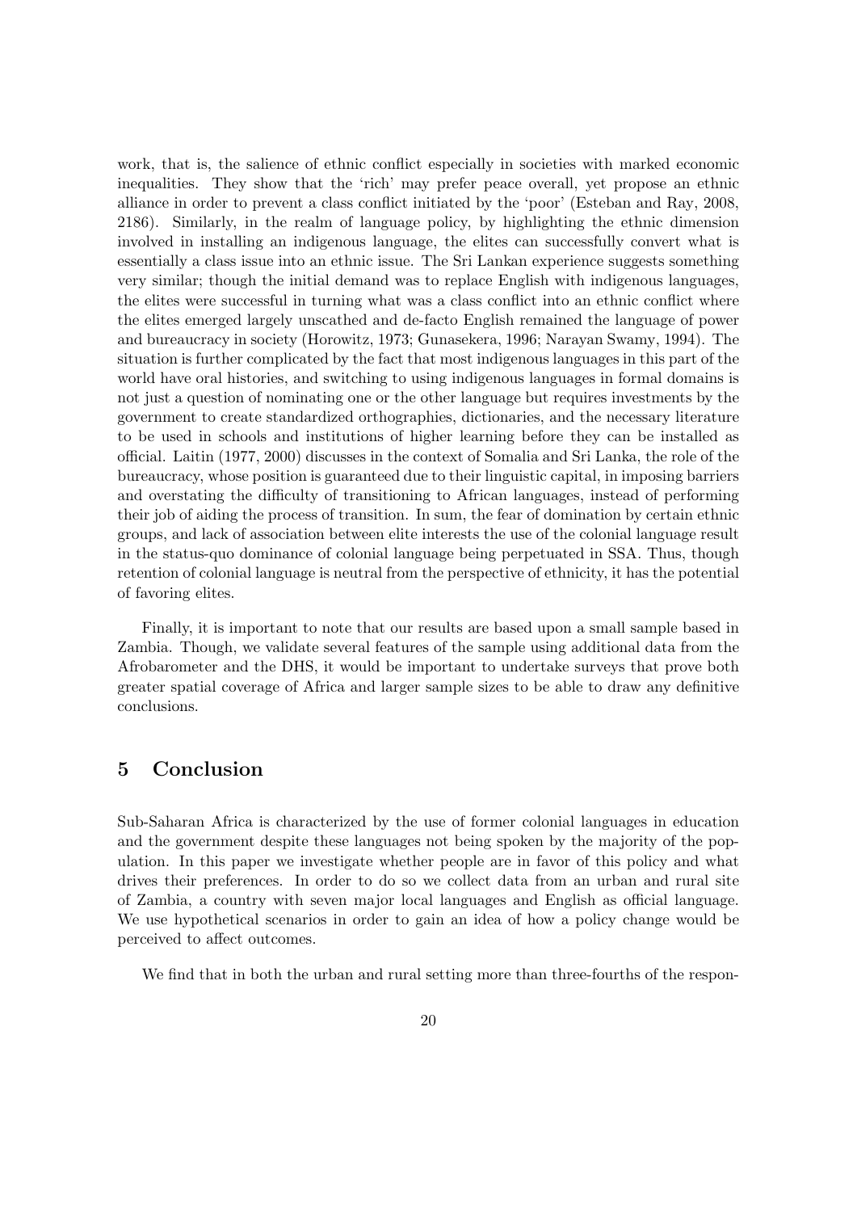work, that is, the salience of ethnic conflict especially in societies with marked economic inequalities. They show that the 'rich' may prefer peace overall, yet propose an ethnic alliance in order to prevent a class conflict initiated by the 'poor' (Esteban and Ray, 2008, 2186). Similarly, in the realm of language policy, by highlighting the ethnic dimension involved in installing an indigenous language, the elites can successfully convert what is essentially a class issue into an ethnic issue. The Sri Lankan experience suggests something very similar; though the initial demand was to replace English with indigenous languages, the elites were successful in turning what was a class conflict into an ethnic conflict where the elites emerged largely unscathed and de-facto English remained the language of power and bureaucracy in society (Horowitz, 1973; Gunasekera, 1996; Narayan Swamy, 1994). The situation is further complicated by the fact that most indigenous languages in this part of the world have oral histories, and switching to using indigenous languages in formal domains is not just a question of nominating one or the other language but requires investments by the government to create standardized orthographies, dictionaries, and the necessary literature to be used in schools and institutions of higher learning before they can be installed as official. Laitin (1977, 2000) discusses in the context of Somalia and Sri Lanka, the role of the bureaucracy, whose position is guaranteed due to their linguistic capital, in imposing barriers and overstating the difficulty of transitioning to African languages, instead of performing their job of aiding the process of transition. In sum, the fear of domination by certain ethnic groups, and lack of association between elite interests the use of the colonial language result in the status-quo dominance of colonial language being perpetuated in SSA. Thus, though retention of colonial language is neutral from the perspective of ethnicity, it has the potential of favoring elites.

Finally, it is important to note that our results are based upon a small sample based in Zambia. Though, we validate several features of the sample using additional data from the Afrobarometer and the DHS, it would be important to undertake surveys that prove both greater spatial coverage of Africa and larger sample sizes to be able to draw any definitive conclusions.

## 5 Conclusion

Sub-Saharan Africa is characterized by the use of former colonial languages in education and the government despite these languages not being spoken by the majority of the population. In this paper we investigate whether people are in favor of this policy and what drives their preferences. In order to do so we collect data from an urban and rural site of Zambia, a country with seven major local languages and English as official language. We use hypothetical scenarios in order to gain an idea of how a policy change would be perceived to affect outcomes.

We find that in both the urban and rural setting more than three-fourths of the respon-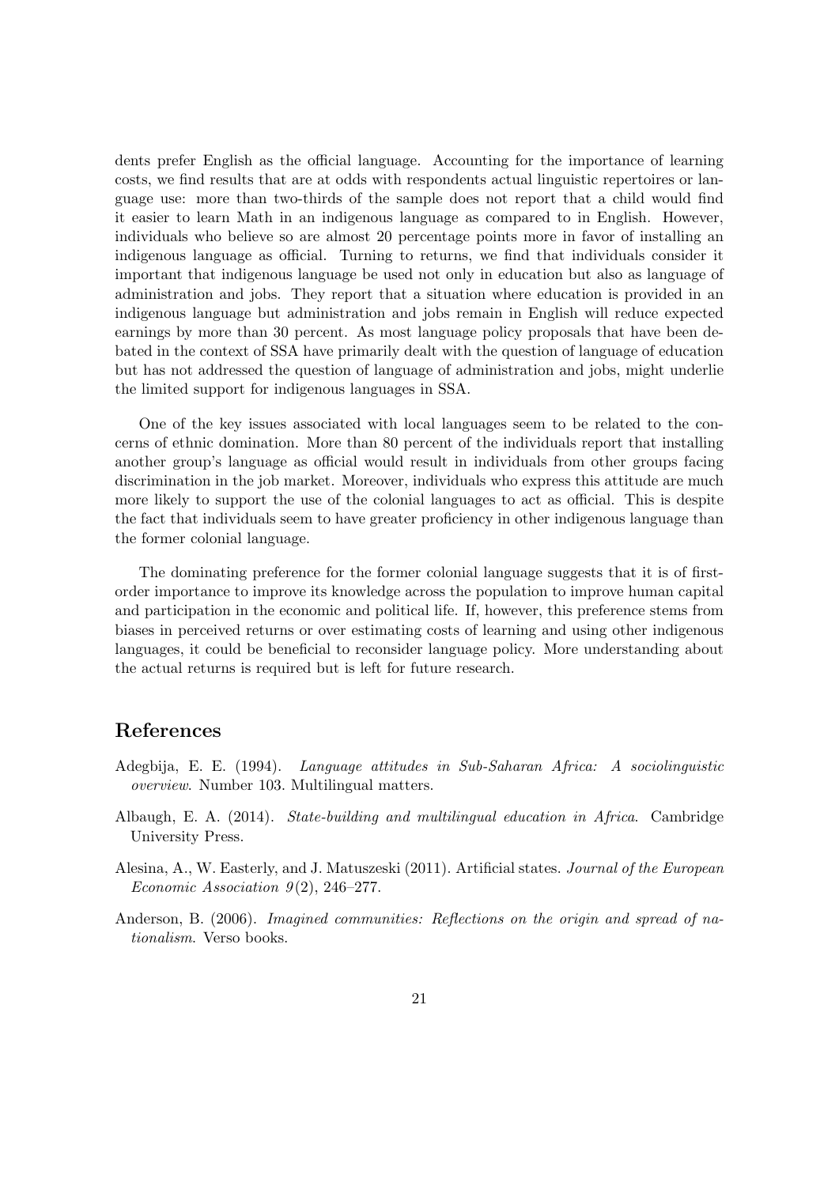dents prefer English as the official language. Accounting for the importance of learning costs, we find results that are at odds with respondents actual linguistic repertoires or language use: more than two-thirds of the sample does not report that a child would find it easier to learn Math in an indigenous language as compared to in English. However, individuals who believe so are almost 20 percentage points more in favor of installing an indigenous language as official. Turning to returns, we find that individuals consider it important that indigenous language be used not only in education but also as language of administration and jobs. They report that a situation where education is provided in an indigenous language but administration and jobs remain in English will reduce expected earnings by more than 30 percent. As most language policy proposals that have been debated in the context of SSA have primarily dealt with the question of language of education but has not addressed the question of language of administration and jobs, might underlie the limited support for indigenous languages in SSA.

One of the key issues associated with local languages seem to be related to the concerns of ethnic domination. More than 80 percent of the individuals report that installing another group's language as official would result in individuals from other groups facing discrimination in the job market. Moreover, individuals who express this attitude are much more likely to support the use of the colonial languages to act as official. This is despite the fact that individuals seem to have greater proficiency in other indigenous language than the former colonial language.

The dominating preference for the former colonial language suggests that it is of first-order importance to improve its knowledge across the population to improve human capital and participation in the economic and political life. If, however, this preference stems from biases in perceived returns or over estimating costs of learning and using other indigenous languages, it could be beneficial to reconsider language policy. More understanding about the actual returns is required but is left for future research.

# References

Adegbija, E. E. (1994). *Language attitudes in Sub-Saharan Africa: A sociolinguistic overview*. Number 103. Multilingual matters.

Albaugh, E. A. (2014). *State-building and multilingual education in Africa*. Cambridge University Press.

Alesina, A., W. Easterly, and J. Matuszeski (2011). Artificial states. *Journal of the European Economic Association 9*(2), 246–277.

Anderson, B. (2006). *Imagined communities: Reflections on the origin and spread of nationalism*. Verso books.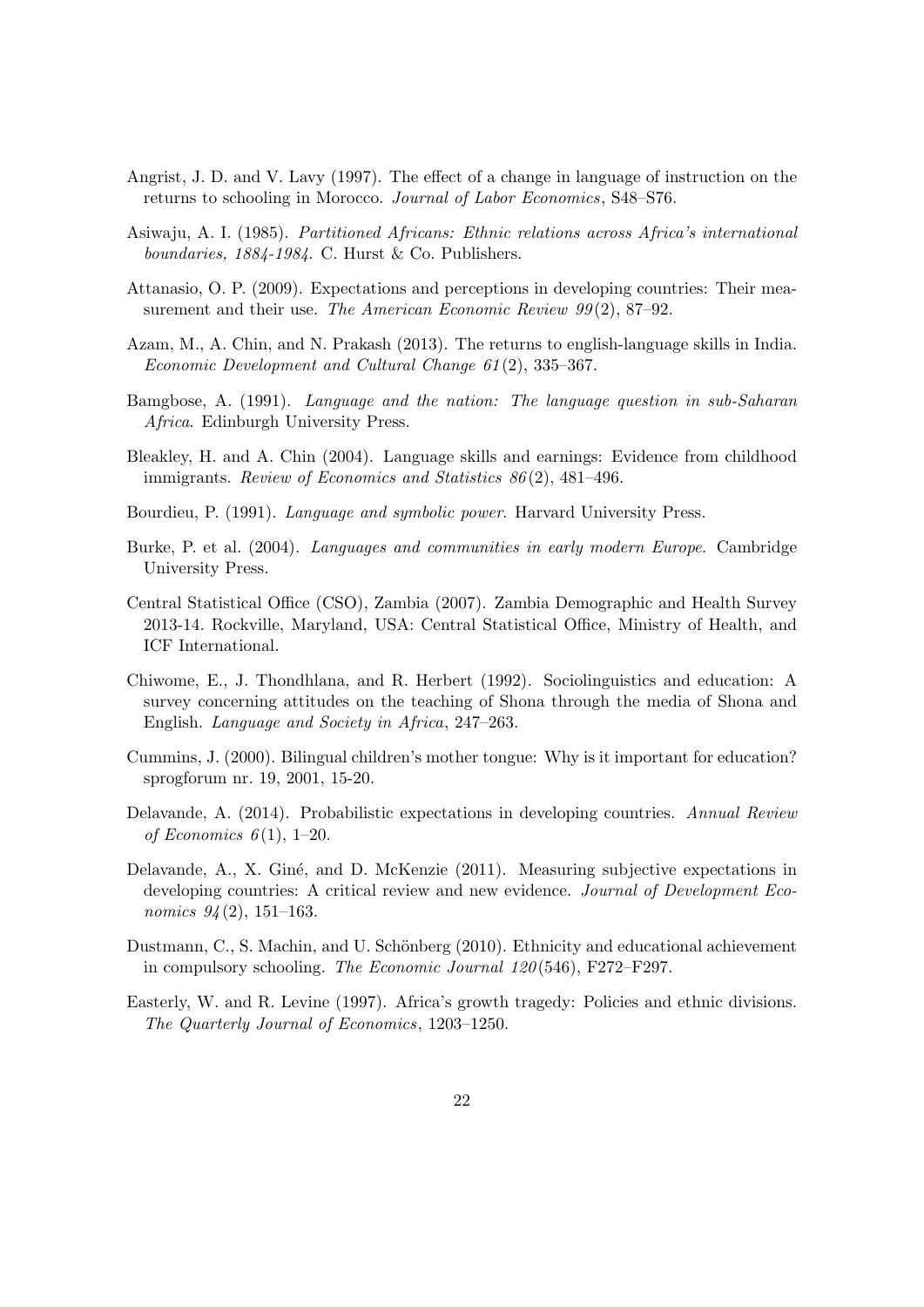Angrist, J. D. and V. Lavy (1997). The effect of a change in language of instruction on the returns to schooling in Morocco. *Journal of Labor Economics*, S48–S76.

Asiwaju, A. I. (1985). *Partitioned Africans: Ethnic relations across Africa's international boundaries, 1884-1984*. C. Hurst & Co. Publishers.

Attanasio, O. P. (2009). Expectations and perceptions in developing countries: Their measurement and their use. *The American Economic Review 99*(2), 87–92.

Azam, M., A. Chin, and N. Prakash (2013). The returns to english-language skills in India. *Economic Development and Cultural Change 61*(2), 335–367.

Bamgbose, A. (1991). *Language and the nation: The language question in sub-Saharan Africa*. Edinburgh University Press.

Bleakley, H. and A. Chin (2004). Language skills and earnings: Evidence from childhood immigrants. *Review of Economics and Statistics 86*(2), 481–496.

Bourdieu, P. (1991). *Language and symbolic power*. Harvard University Press.

Burke, P. et al. (2004). *Languages and communities in early modern Europe*. Cambridge University Press.

Central Statistical Office (CSO), Zambia (2007). Zambia Demographic and Health Survey 2013-14. Rockville, Maryland, USA: Central Statistical Office, Ministry of Health, and ICF International.

Chiwome, E., J. Thondhlana, and R. Herbert (1992). Sociolinguistics and education: A survey concerning attitudes on the teaching of Shona through the media of Shona and English. *Language and Society in Africa*, 247–263.

Cummins, J. (2000). Bilingual children's mother tongue: Why is it important for education? sprogforum nr. 19, 2001, 15-20.

Delavande, A. (2014). Probabilistic expectations in developing countries. *Annual Review of Economics 6*(1), 1–20.

Delavande, A., X. Giné, and D. McKenzie (2011). Measuring subjective expectations in developing countries: A critical review and new evidence. *Journal of Development Economics 94*(2), 151–163.

Dustmann, C., S. Machin, and U. Schönberg (2010). Ethnicity and educational achievement in compulsory schooling. *The Economic Journal 120*(546), F272–F297.

Easterly, W. and R. Levine (1997). Africa's growth tragedy: Policies and ethnic divisions. *The Quarterly Journal of Economics*, 1203–1250.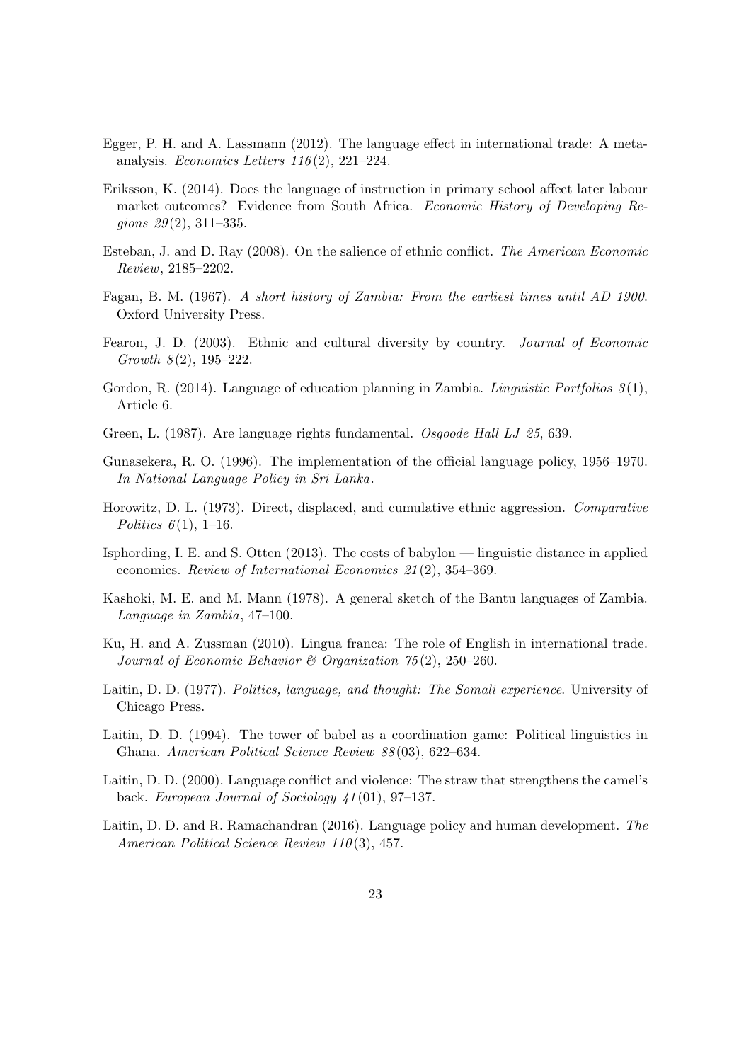Egger, P. H. and A. Lassmann (2012). The language effect in international trade: A meta-analysis. *Economics Letters 116*(2), 221–224.

Eriksson, K. (2014). Does the language of instruction in primary school affect later labour market outcomes? Evidence from South Africa. *Economic History of Developing Regions 29*(2), 311–335.

Esteban, J. and D. Ray (2008). On the salience of ethnic conflict. *The American Economic Review*, 2185–2202.

Fagan, B. M. (1967). *A short history of Zambia: From the earliest times until AD 1900*. Oxford University Press.

Fearon, J. D. (2003). Ethnic and cultural diversity by country. *Journal of Economic Growth 8*(2), 195–222.

Gordon, R. (2014). Language of education planning in Zambia. *Linguistic Portfolios 3*(1), Article 6.

Green, L. (1987). Are language rights fundamental. *Osgoode Hall LJ 25*, 639.

Gunasekera, R. O. (1996). The implementation of the official language policy, 1956–1970. *In National Language Policy in Sri Lanka*.

Horowitz, D. L. (1973). Direct, displaced, and cumulative ethnic aggression. *Comparative Politics 6*(1), 1–16.

Isphording, I. E. and S. Otten (2013). The costs of babylon — linguistic distance in applied economics. *Review of International Economics 21*(2), 354–369.

Kashoki, M. E. and M. Mann (1978). A general sketch of the Bantu languages of Zambia. *Language in Zambia*, 47–100.

Ku, H. and A. Zussman (2010). Lingua franca: The role of English in international trade. *Journal of Economic Behavior & Organization 75*(2), 250–260.

Laitin, D. D. (1977). *Politics, language, and thought: The Somali experience*. University of Chicago Press.

Laitin, D. D. (1994). The tower of babel as a coordination game: Political linguistics in Ghana. *American Political Science Review 88*(03), 622–634.

Laitin, D. D. (2000). Language conflict and violence: The straw that strengthens the camel's back. *European Journal of Sociology 41*(01), 97–137.

Laitin, D. D. and R. Ramachandran (2016). Language policy and human development. *The American Political Science Review 110*(3), 457.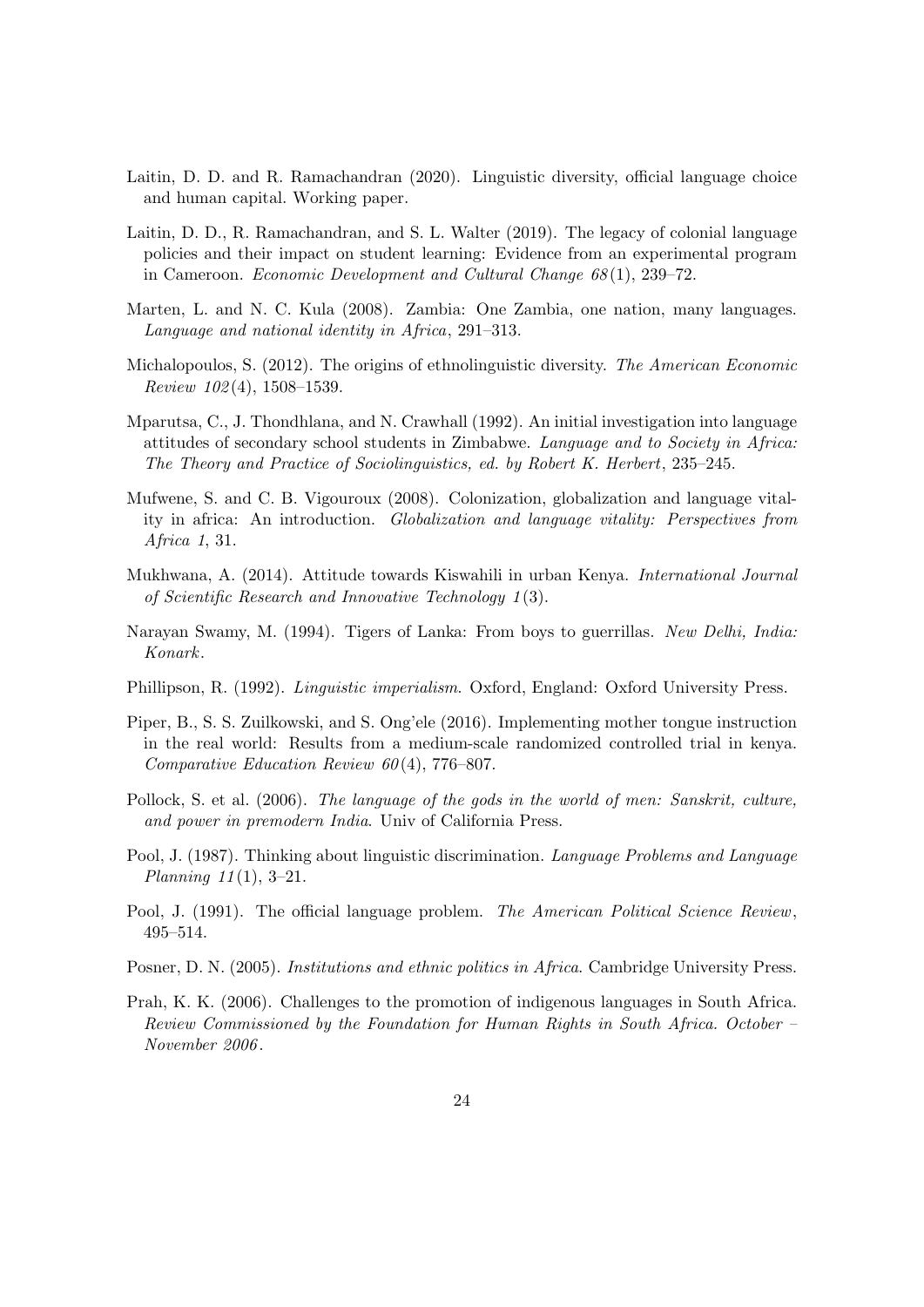Laitin, D. D. and R. Ramachandran (2020). Linguistic diversity, official language choice and human capital. Working paper.

Laitin, D. D., R. Ramachandran, and S. L. Walter (2019). The legacy of colonial language policies and their impact on student learning: Evidence from an experimental program in Cameroon. *Economic Development and Cultural Change 68*(1), 239–72.

Marten, L. and N. C. Kula (2008). Zambia: One Zambia, one nation, many languages. *Language and national identity in Africa*, 291–313.

Michalopoulos, S. (2012). The origins of ethnolinguistic diversity. *The American Economic Review 102*(4), 1508–1539.

Mparutsa, C., J. Thondhlana, and N. Crawhall (1992). An initial investigation into language attitudes of secondary school students in Zimbabwe. *Language and to Society in Africa: The Theory and Practice of Sociolinguistics, ed. by Robert K. Herbert*, 235–245.

Mufwene, S. and C. B. Vigouroux (2008). Colonization, globalization and language vitality in africa: An introduction. *Globalization and language vitality: Perspectives from Africa 1*, 31.

Mukhwana, A. (2014). Attitude towards Kiswahili in urban Kenya. *International Journal of Scientific Research and Innovative Technology 1*(3).

Narayan Swamy, M. (1994). Tigers of Lanka: From boys to guerrillas. *New Delhi, India: Konark*.

Phillipson, R. (1992). *Linguistic imperialism*. Oxford, England: Oxford University Press.

Piper, B., S. S. Zuilkowski, and S. Ong'ele (2016). Implementing mother tongue instruction in the real world: Results from a medium-scale randomized controlled trial in kenya. *Comparative Education Review 60*(4), 776–807.

Pollock, S. et al. (2006). *The language of the gods in the world of men: Sanskrit, culture, and power in premodern India*. Univ of California Press.

Pool, J. (1987). Thinking about linguistic discrimination. *Language Problems and Language Planning 11*(1), 3–21.

Pool, J. (1991). The official language problem. *The American Political Science Review*, 495–514.

Posner, D. N. (2005). *Institutions and ethnic politics in Africa*. Cambridge University Press.

Prah, K. K. (2006). Challenges to the promotion of indigenous languages in South Africa. *Review Commissioned by the Foundation for Human Rights in South Africa. October – November 2006*.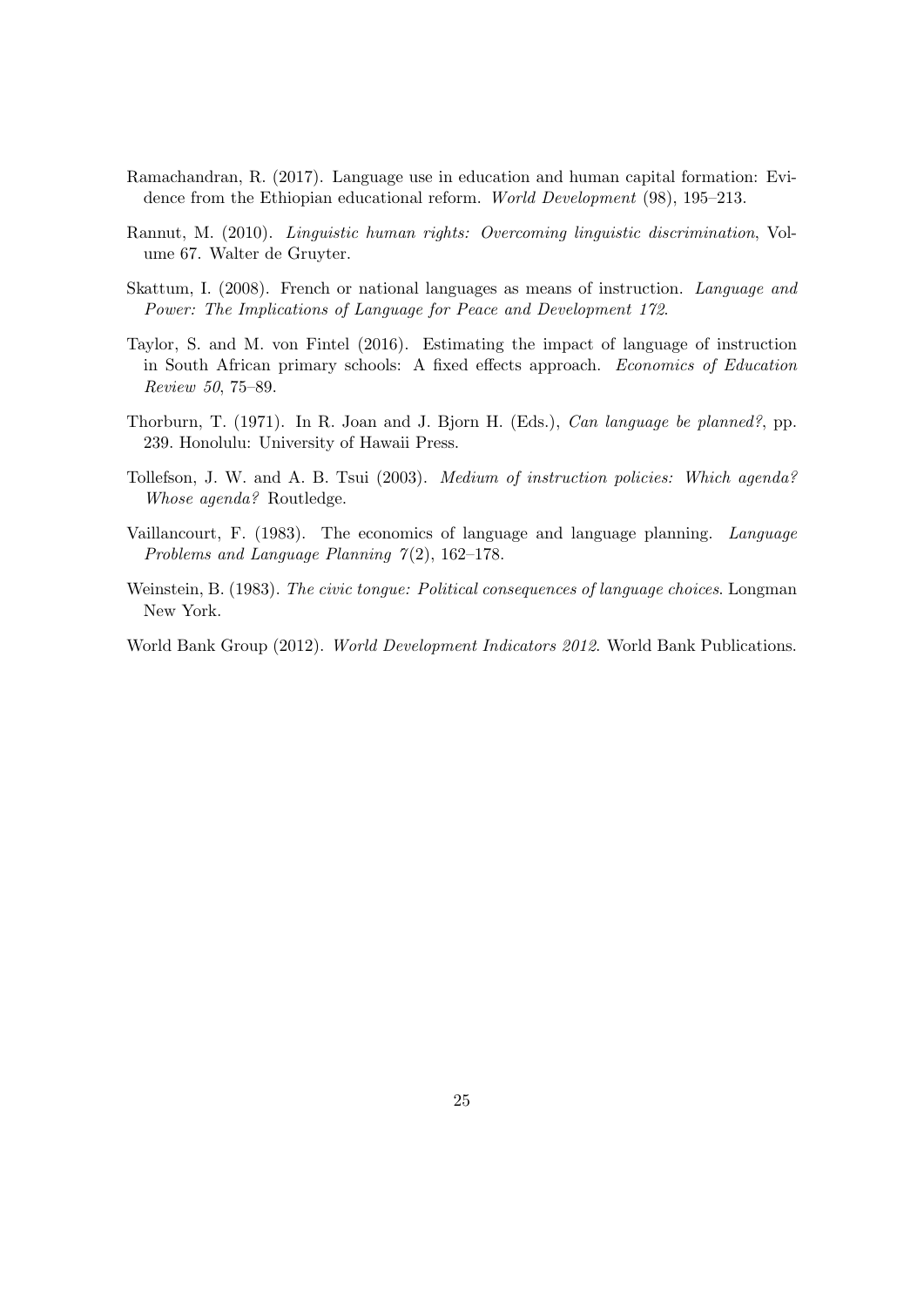Ramachandran, R. (2017). Language use in education and human capital formation: Evidence from the Ethiopian educational reform. *World Development* (98), 195–213.

Rannut, M. (2010). *Linguistic human rights: Overcoming linguistic discrimination*, Volume 67. Walter de Gruyter.

Skattum, I. (2008). French or national languages as means of instruction. *Language and Power: The Implications of Language for Peace and Development 172*.

Taylor, S. and M. von Fintel (2016). Estimating the impact of language of instruction in South African primary schools: A fixed effects approach. *Economics of Education Review 50*, 75–89.

Thorburn, T. (1971). In R. Joan and J. Bjorn H. (Eds.), *Can language be planned?*, pp. 239. Honolulu: University of Hawaii Press.

Tollefson, J. W. and A. B. Tsui (2003). *Medium of instruction policies: Which agenda? Whose agenda?* Routledge.

Vaillancourt, F. (1983). The economics of language and language planning. *Language Problems and Language Planning 7*(2), 162–178.

Weinstein, B. (1983). *The civic tongue: Political consequences of language choices*. Longman New York.

World Bank Group (2012). *World Development Indicators 2012*. World Bank Publications.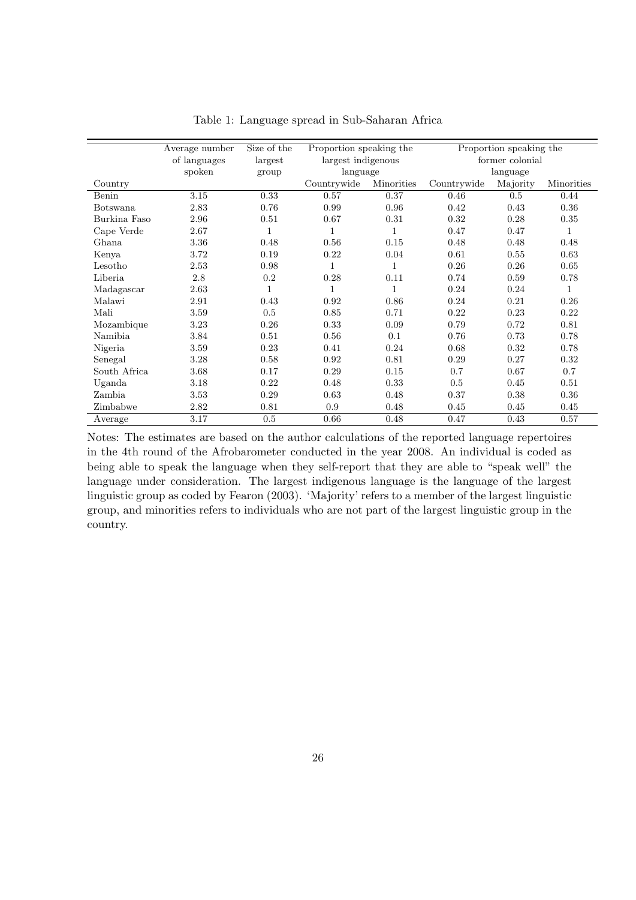Table 1: Language spread in Sub-Saharan Africa

| Country | Average number of languages spoken | Size of the largest group | Proportion speaking the largest indigenous language | | Proportion speaking the former colonial language | | |
|---|---|---|---|---|---|---|---|
| | | | Countrywide | Minorities | Countrywide | Majority | Minorities |
| Benin | 3.15 | 0.33 | 0.57 | 0.37 | 0.46 | 0.5 | 0.44 |
| Botswana | 2.83 | 0.76 | 0.99 | 0.96 | 0.42 | 0.43 | 0.36 |
| Burkina Faso | 2.96 | 0.51 | 0.67 | 0.31 | 0.32 | 0.28 | 0.35 |
| Cape Verde | 2.67 | 1 | 1 | 1 | 0.47 | 0.47 | 1 |
| Ghana | 3.36 | 0.48 | 0.56 | 0.15 | 0.48 | 0.48 | 0.48 |
| Kenya | 3.72 | 0.19 | 0.22 | 0.04 | 0.61 | 0.55 | 0.63 |
| Lesotho | 2.53 | 0.98 | 1 | 1 | 0.26 | 0.26 | 0.65 |
| Liberia | 2.8 | 0.2 | 0.28 | 0.11 | 0.74 | 0.59 | 0.78 |
| Madagascar | 2.63 | 1 | 1 | 1 | 0.24 | 0.24 | 1 |
| Malawi | 2.91 | 0.43 | 0.92 | 0.86 | 0.24 | 0.21 | 0.26 |
| Mali | 3.59 | 0.5 | 0.85 | 0.71 | 0.22 | 0.23 | 0.22 |
| Mozambique | 3.23 | 0.26 | 0.33 | 0.09 | 0.79 | 0.72 | 0.81 |
| Namibia | 3.84 | 0.51 | 0.56 | 0.1 | 0.76 | 0.73 | 0.78 |
| Nigeria | 3.59 | 0.23 | 0.41 | 0.24 | 0.68 | 0.32 | 0.78 |
| Senegal | 3.28 | 0.58 | 0.92 | 0.81 | 0.29 | 0.27 | 0.32 |
| South Africa | 3.68 | 0.17 | 0.29 | 0.15 | 0.7 | 0.67 | 0.7 |
| Uganda | 3.18 | 0.22 | 0.48 | 0.33 | 0.5 | 0.45 | 0.51 |
| Zambia | 3.53 | 0.29 | 0.63 | 0.48 | 0.37 | 0.38 | 0.36 |
| Zimbabwe | 2.82 | 0.81 | 0.9 | 0.48 | 0.45 | 0.45 | 0.45 |
| Average | 3.17 | 0.5 | 0.66 | 0.48 | 0.47 | 0.43 | 0.57 |

Notes: The estimates are based on the author calculations of the reported language repertoires in the 4th round of the Afrobarometer conducted in the year 2008. An individual is coded as being able to speak the language when they self-report that they are able to "speak well" the language under consideration. The largest indigenous language is the language of the largest linguistic group as coded by Fearon (2003). 'Majority' refers to a member of the largest linguistic group, and minorities refers to individuals who are not part of the largest linguistic group in the country.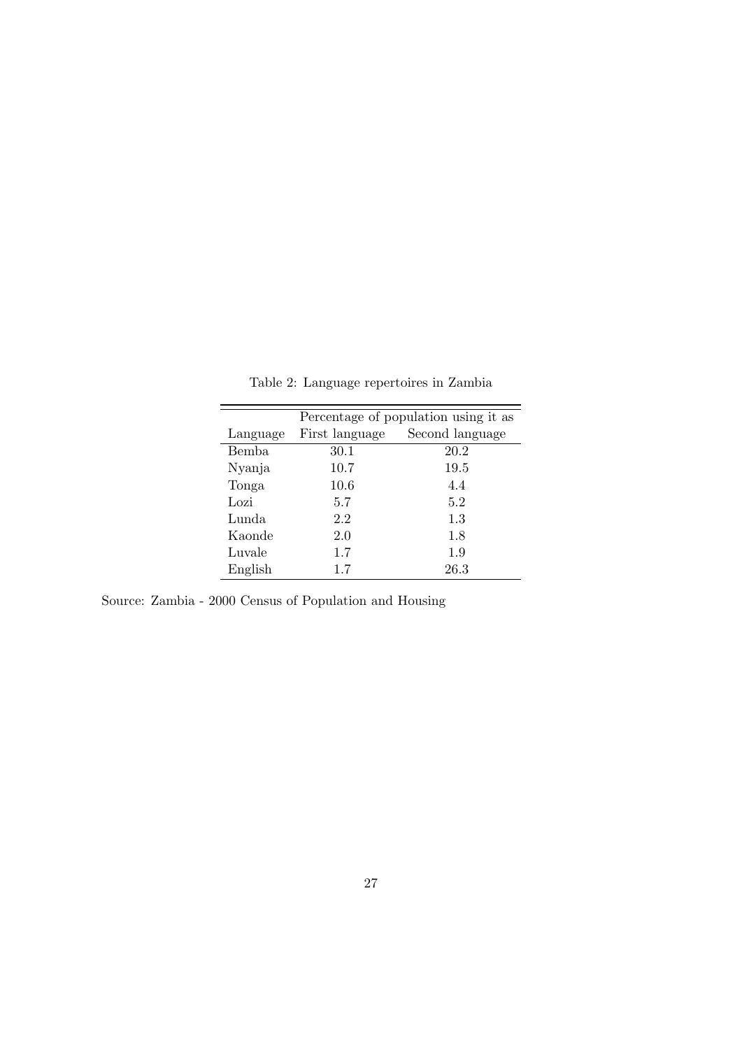Table 2: Language repertoires in Zambia

| | Percentage of population using it as | |
|---|---|---|
| Language | First language | Second language |
| Bemba | 30.1 | 20.2 |
| Nyanja | 10.7 | 19.5 |
| Tonga | 10.6 | 4.4 |
| Lozi | 5.7 | 5.2 |
| Lunda | 2.2 | 1.3 |
| Kaonde | 2.0 | 1.8 |
| Luvale | 1.7 | 1.9 |
| English | 1.7 | 26.3 |

Source: Zambia - 2000 Census of Population and Housing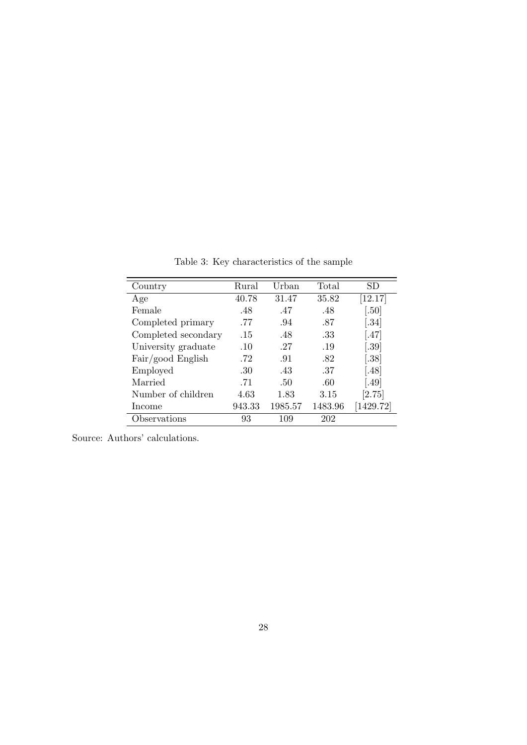Table 3: Key characteristics of the sample

| Country | Rural | Urban | Total | SD |
| --- | --- | --- | --- | --- |
| Age | 40.78 | 31.47 | 35.82 | [12.17] |
| Female | .48 | .47 | .48 | [.50] |
| Completed primary | .77 | .94 | .87 | [.34] |
| Completed secondary | .15 | .48 | .33 | [.47] |
| University graduate | .10 | .27 | .19 | [.39] |
| Fair/good English | .72 | .91 | .82 | [.38] |
| Employed | .30 | .43 | .37 | [.48] |
| Married | .71 | .50 | .60 | [.49] |
| Number of children | 4.63 | 1.83 | 3.15 | [2.75] |
| Income | 943.33 | 1985.57 | 1483.96 | [1429.72] |
| Observations | 93 | 109 | 202 | |

Source: Authors' calculations.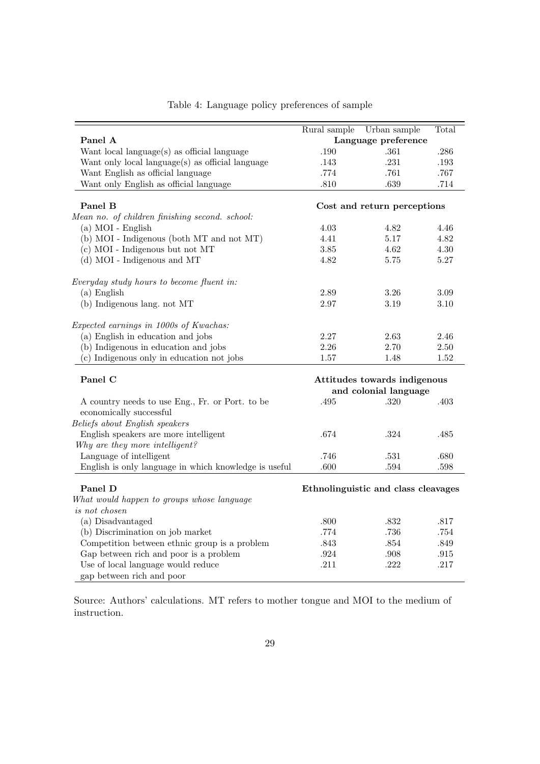Table 4: Language policy preferences of sample

| | Rural sample | Urban sample | Total |
|---|---|---|---|
| **Panel A** | **Language preference** | | |
| Want local language(s) as official language | .190 | .361 | .286 |
| Want only local language(s) as official language | .143 | .231 | .193 |
| Want English as official language | .774 | .761 | .767 |
| Want only English as official language | .810 | .639 | .714 |
| **Panel B** | **Cost and return perceptions** | | |
| *Mean no. of children finishing second. school:* | | | |
| (a) MOI - English | 4.03 | 4.82 | 4.46 |
| (b) MOI - Indigenous (both MT and not MT) | 4.41 | 5.17 | 4.82 |
| (c) MOI - Indigenous but not MT | 3.85 | 4.62 | 4.30 |
| (d) MOI - Indigenous and MT | 4.82 | 5.75 | 5.27 |
| *Everyday study hours to become fluent in:* | | | |
| (a) English | 2.89 | 3.26 | 3.09 |
| (b) Indigenous lang. not MT | 2.97 | 3.19 | 3.10 |
| *Expected earnings in 1000s of Kwachas:* | | | |
| (a) English in education and jobs | 2.27 | 2.63 | 2.46 |
| (b) Indigenous in education and jobs | 2.26 | 2.70 | 2.50 |
| (c) Indigenous only in education not jobs | 1.57 | 1.48 | 1.52 |
| **Panel C** | **Attitudes towards indigenous and colonial language** | | |
| A country needs to use Eng., Fr. or Port. to be economically successful | .495 | .320 | .403 |
| *Beliefs about English speakers* | | | |
| English speakers are more intelligent | .674 | .324 | .485 |
| *Why are they more intelligent?* | | | |
| Language of intelligent | .746 | .531 | .680 |
| English is only language in which knowledge is useful | .600 | .594 | .598 |
| **Panel D** | **Ethnolinguistic and class cleavages** | | |
| *What would happen to groups whose language is not chosen* | | | |
| (a) Disadvantaged | .800 | .832 | .817 |
| (b) Discrimination on job market | .774 | .736 | .754 |
| Competition between ethnic group is a problem | .843 | .854 | .849 |
| Gap between rich and poor is a problem | .924 | .908 | .915 |
| Use of local language would reduce gap between rich and poor | .211 | .222 | .217 |

Source: Authors' calculations. MT refers to mother tongue and MOI to the medium of instruction.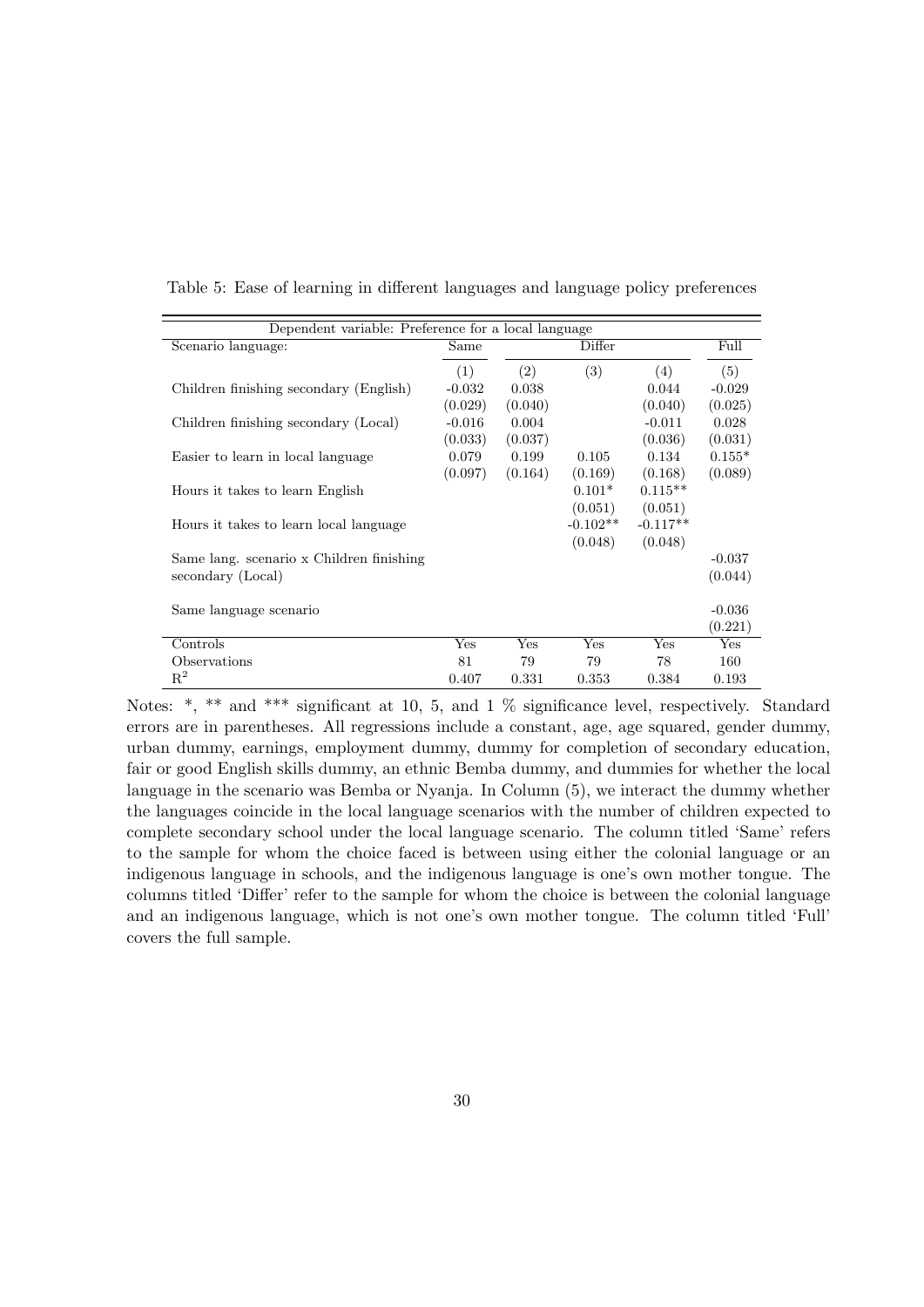Table 5: Ease of learning in different languages and language policy preferences

| Dependent variable: Preference for a local language | | | | | |
|---|---|---|---|---|---|
| Scenario language: | Same | Differ | | | Full |
| | (1) | (2) | (3) | (4) | (5) |
| Children finishing secondary (English) | -0.032 | 0.038 | | 0.044 | -0.029 |
| | (0.029) | (0.040) | | (0.040) | (0.025) |
| Children finishing secondary (Local) | -0.016 | 0.004 | | -0.011 | 0.028 |
| | (0.033) | (0.037) | | (0.036) | (0.031) |
| Easier to learn in local language | 0.079 | 0.199 | 0.105 | 0.134 | 0.155* |
| | (0.097) | (0.164) | (0.169) | (0.168) | (0.089) |
| Hours it takes to learn English | | | 0.101* | 0.115** | |
| | | | (0.051) | (0.051) | |
| Hours it takes to learn local language | | | -0.102** | -0.117** | |
| | | | (0.048) | (0.048) | |
| Same lang. scenario x Children finishing secondary (Local) | | | | | -0.037 |
| | | | | | (0.044) |
| Same language scenario | | | | | -0.036 |
| | | | | | (0.221) |
| Controls | Yes | Yes | Yes | Yes | Yes |
| Observations | 81 | 79 | 79 | 78 | 160 |
| $R^2$ | 0.407 | 0.331 | 0.353 | 0.384 | 0.193 |

Notes: *, ** and *** significant at 10, 5, and 1 % significance level, respectively. Standard errors are in parentheses. All regressions include a constant, age, age squared, gender dummy, urban dummy, earnings, employment dummy, dummy for completion of secondary education, fair or good English skills dummy, an ethnic Bemba dummy, and dummies for whether the local language in the scenario was Bemba or Nyanja. In Column (5), we interact the dummy whether the languages coincide in the local language scenarios with the number of children expected to complete secondary school under the local language scenario. The column titled 'Same' refers to the sample for whom the choice faced is between using either the colonial language or an indigenous language in schools, and the indigenous language is one's own mother tongue. The columns titled 'Differ' refer to the sample for whom the choice is between the colonial language and an indigenous language, which is not one's own mother tongue. The column titled 'Full' covers the full sample.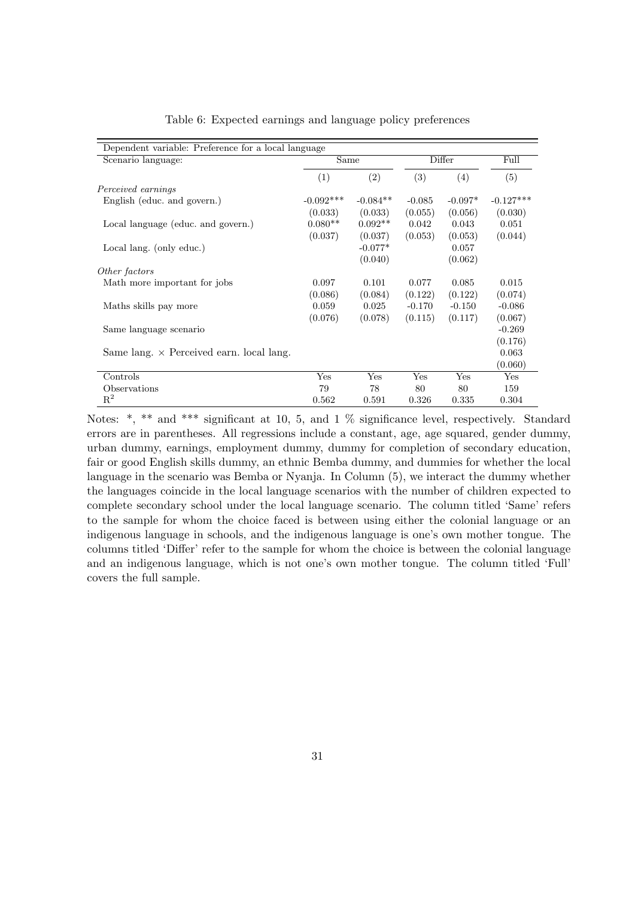Table 6: Expected earnings and language policy preferences

| Dependent variable: Preference for a local language | | | | | |
|---|---|---|---|---|---|
| Scenario language: | Same | | Differ | | Full |
| | (1) | (2) | (3) | (4) | (5) |
| *Perceived earnings* | | | | | |
| English (educ. and govern.) | -0.092*** | -0.084** | -0.085 | -0.097* | -0.127*** |
| | (0.033) | (0.033) | (0.055) | (0.056) | (0.030) |
| Local language (educ. and govern.) | 0.080** | 0.092** | 0.042 | 0.043 | 0.051 |
| | (0.037) | (0.037) | (0.053) | (0.053) | (0.044) |
| Local lang. (only educ.) | | -0.077* | | 0.057 | |
| | | (0.040) | | (0.062) | |
| *Other factors* | | | | | |
| Math more important for jobs | 0.097 | 0.101 | 0.077 | 0.085 | 0.015 |
| | (0.086) | (0.084) | (0.122) | (0.122) | (0.074) |
| Maths skills pay more | 0.059 | 0.025 | -0.170 | -0.150 | -0.086 |
| | (0.076) | (0.078) | (0.115) | (0.117) | (0.067) |
| Same language scenario | | | | | -0.269 |
| | | | | | (0.176) |
| Same lang. × Perceived earn. local lang. | | | | | 0.063 |
| | | | | | (0.060) |
| Controls | Yes | Yes | Yes | Yes | Yes |
| Observations | 79 | 78 | 80 | 80 | 159 |
| $R^2$ | 0.562 | 0.591 | 0.326 | 0.335 | 0.304 |

Notes: *, ** and *** significant at 10, 5, and 1 % significance level, respectively. Standard errors are in parentheses. All regressions include a constant, age, age squared, gender dummy, urban dummy, earnings, employment dummy, dummy for completion of secondary education, fair or good English skills dummy, an ethnic Bemba dummy, and dummies for whether the local language in the scenario was Bemba or Nyanja. In Column (5), we interact the dummy whether the languages coincide in the local language scenarios with the number of children expected to complete secondary school under the local language scenario. The column titled 'Same' refers to the sample for whom the choice faced is between using either the colonial language or an indigenous language in schools, and the indigenous language is one's own mother tongue. The columns titled 'Differ' refer to the sample for whom the choice is between the colonial language and an indigenous language, which is not one's own mother tongue. The column titled 'Full' covers the full sample.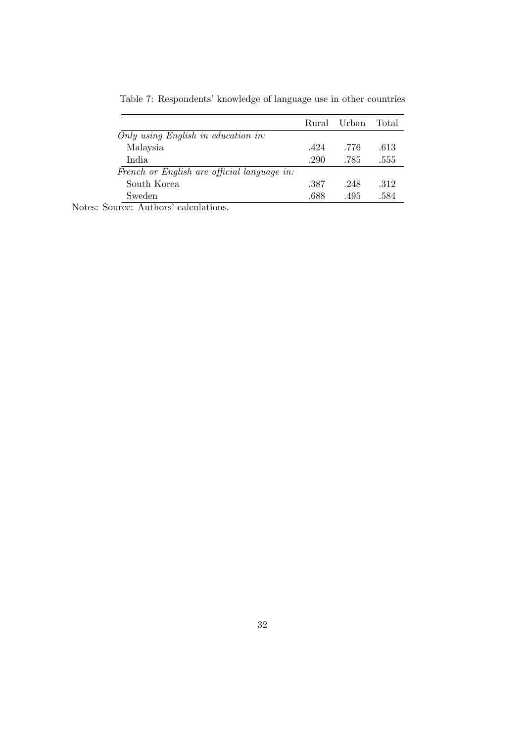Table 7: Respondents' knowledge of language use in other countries

| | Rural | Urban | Total |
|---|---|---|---|
| *Only using English in education in:* | | | |
| Malaysia | .424 | .776 | .613 |
| India | .290 | .785 | .555 |
| *French or English are official language in:* | | | |
| South Korea | .387 | .248 | .312 |
| Sweden | .688 | .495 | .584 |

Notes: Source: Authors' calculations.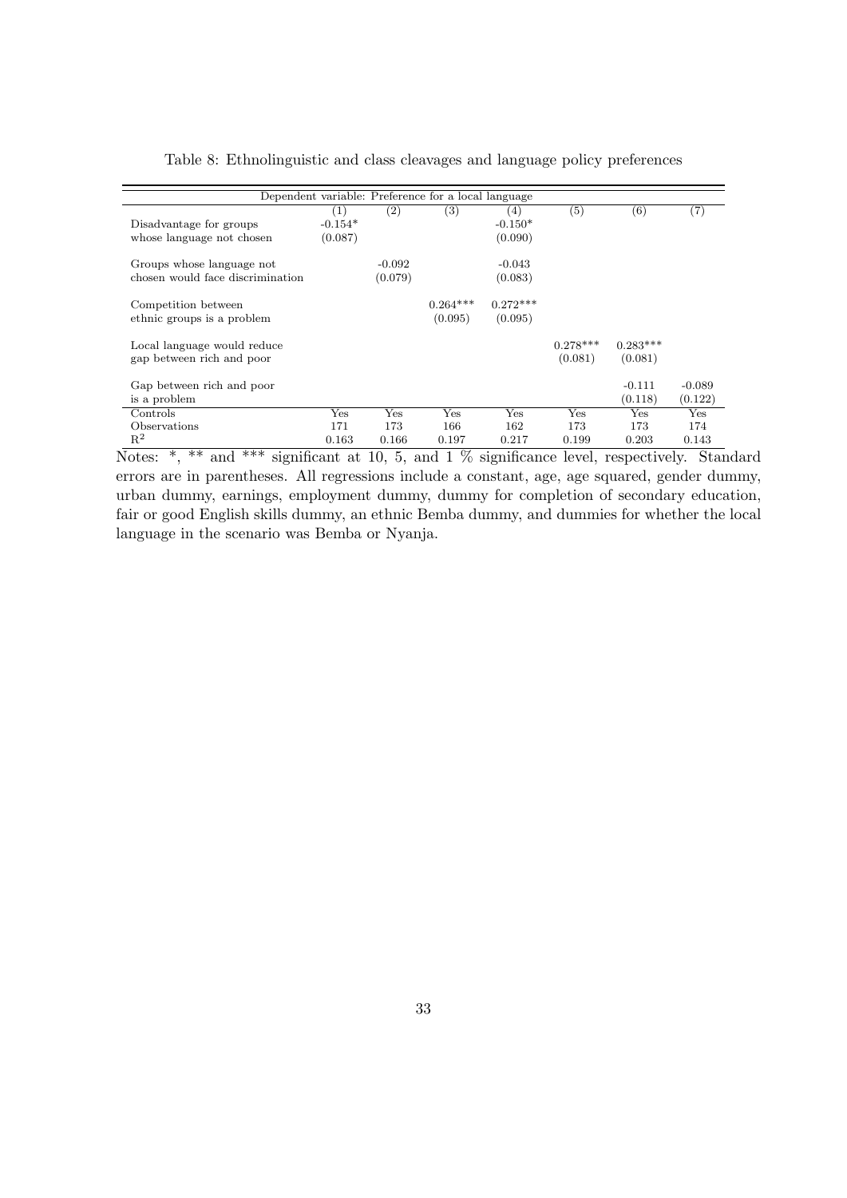Table 8: Ethnolinguistic and class cleavages and language policy preferences

| Dependent variable: Preference for a local language | | | | | | | |
|---|---|---|---|---|---|---|---|
| | (1) | (2) | (3) | (4) | (5) | (6) | (7) |
| Disadvantage for groups whose language not chosen | -0.154* (0.087) | | | -0.150* (0.090) | | | |
| Groups whose language not chosen would face discrimination | | -0.092 (0.079) | | -0.043 (0.083) | | | |
| Competition between ethnic groups is a problem | | | 0.264*** (0.095) | 0.272*** (0.095) | | | |
| Local language would reduce gap between rich and poor | | | | | 0.278*** (0.081) | 0.283*** (0.081) | |
| Gap between rich and poor is a problem | | | | | | -0.111 (0.118) | -0.089 (0.122) |
| Controls | Yes | Yes | Yes | Yes | Yes | Yes | Yes |
| Observations | 171 | 173 | 166 | 162 | 173 | 173 | 174 |
| $R^2$ | 0.163 | 0.166 | 0.197 | 0.217 | 0.199 | 0.203 | 0.143 |

Notes: *, ** and *** significant at 10, 5, and 1 % significance level, respectively. Standard errors are in parentheses. All regressions include a constant, age, age squared, gender dummy, urban dummy, earnings, employment dummy, dummy for completion of secondary education, fair or good English skills dummy, an ethnic Bemba dummy, and dummies for whether the local language in the scenario was Bemba or Nyanja.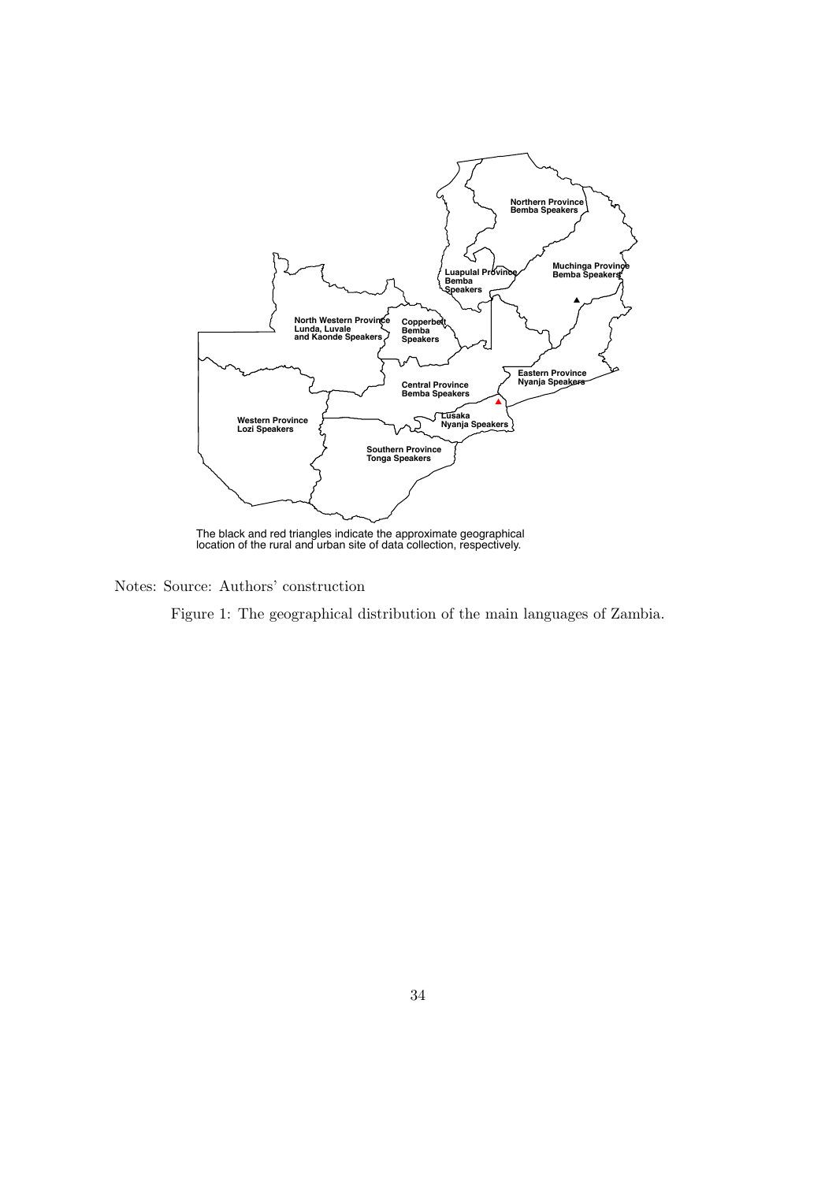Northern Province
Bemba Speakers

Luapula Province
Bemba
Speakers

Muchinga Province
Bemba Speakers

North Western Province
Lunda, Luvale
and Kaonde Speakers

Copperbelt
Bemba
Speakers

Eastern Province
Nyanja Speakers

Central Province
Bemba Speakers

Western Province
Lozi Speakers

Lusaka
Nyanja Speakers

Southern Province
Tonga Speakers

The black and red triangles indicate the approximate geographical location of the rural and urban site of data collection, respectively.

Notes: Source: Authors' construction

Figure 1: The geographical distribution of the main languages of Zambia.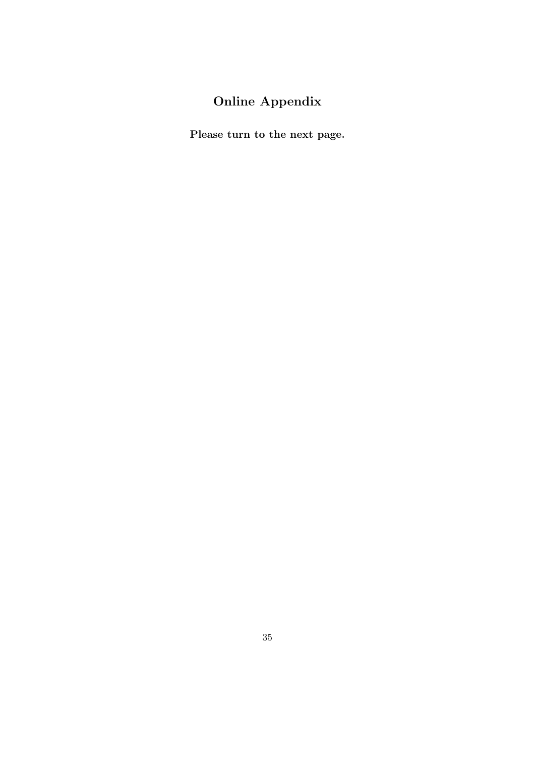# Online Appendix

**Please turn to the next page.**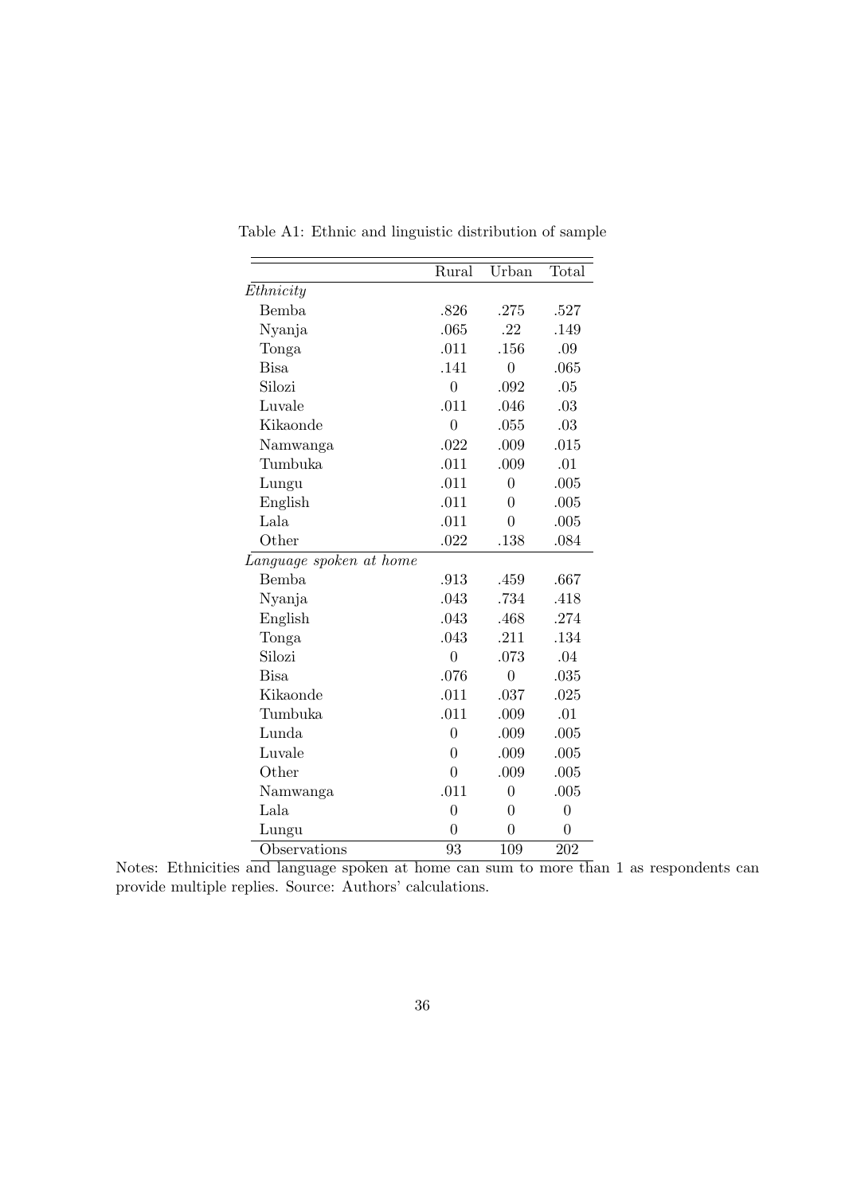Table A1: Ethnic and linguistic distribution of sample

| | Rural | Urban | Total |
|---|---|---|---|
| *Ethnicity* | | | |
| Bemba | .826 | .275 | .527 |
| Nyanja | .065 | .22 | .149 |
| Tonga | .011 | .156 | .09 |
| Bisa | .141 | 0 | .065 |
| Silozi | 0 | .092 | .05 |
| Luvale | .011 | .046 | .03 |
| Kikaonde | 0 | .055 | .03 |
| Namwanga | .022 | .009 | .015 |
| Tumbuka | .011 | .009 | .01 |
| Lungu | .011 | 0 | .005 |
| English | .011 | 0 | .005 |
| Lala | .011 | 0 | .005 |
| Other | .022 | .138 | .084 |
| *Language spoken at home* | | | |
| Bemba | .913 | .459 | .667 |
| Nyanja | .043 | .734 | .418 |
| English | .043 | .468 | .274 |
| Tonga | .043 | .211 | .134 |
| Silozi | 0 | .073 | .04 |
| Bisa | .076 | 0 | .035 |
| Kikaonde | .011 | .037 | .025 |
| Tumbuka | .011 | .009 | .01 |
| Lunda | 0 | .009 | .005 |
| Luvale | 0 | .009 | .005 |
| Other | 0 | .009 | .005 |
| Namwanga | .011 | 0 | .005 |
| Lala | 0 | 0 | 0 |
| Lungu | 0 | 0 | 0 |
| Observations | 93 | 109 | 202 |

Notes: Ethnicities and language spoken at home can sum to more than 1 as respondents can provide multiple replies. Source: Authors' calculations.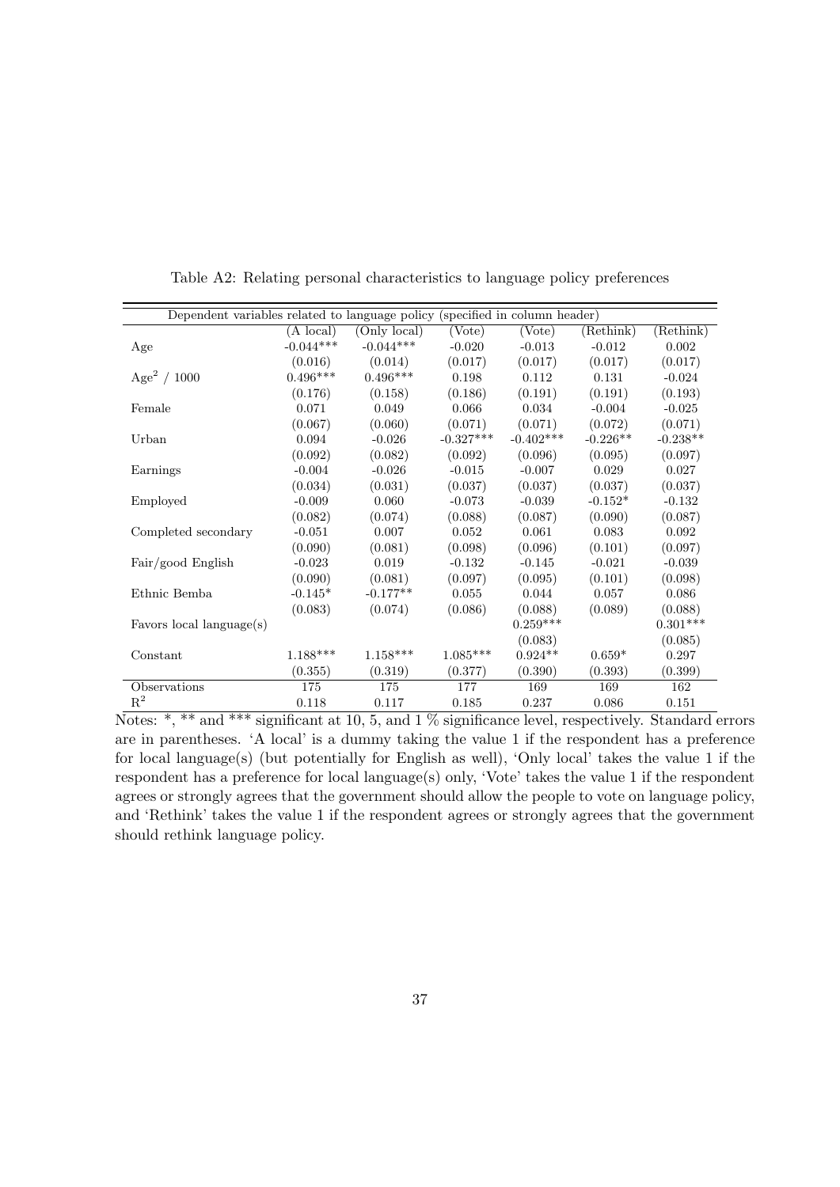Table A2: Relating personal characteristics to language policy preferences

| Dependent variables related to language policy (specified in column header) | | | | | | |
|---|---|---|---|---|---|---|
| | (A local) | (Only local) | (Vote) | (Vote) | (Rethink) | (Rethink) |
| Age | -0.044*** | -0.044*** | -0.020 | -0.013 | -0.012 | 0.002 |
| | (0.016) | (0.014) | (0.017) | (0.017) | (0.017) | (0.017) |
| $Age^2$ / 1000 | 0.496*** | 0.496*** | 0.198 | 0.112 | 0.131 | -0.024 |
| | (0.176) | (0.158) | (0.186) | (0.191) | (0.191) | (0.193) |
| Female | 0.071 | 0.049 | 0.066 | 0.034 | -0.004 | -0.025 |
| | (0.067) | (0.060) | (0.071) | (0.071) | (0.072) | (0.071) |
| Urban | 0.094 | -0.026 | -0.327*** | -0.402*** | -0.226** | -0.238** |
| | (0.092) | (0.082) | (0.092) | (0.096) | (0.095) | (0.097) |
| Earnings | -0.004 | -0.026 | -0.015 | -0.007 | 0.029 | 0.027 |
| | (0.034) | (0.031) | (0.037) | (0.037) | (0.037) | (0.037) |
| Employed | -0.009 | 0.060 | -0.073 | -0.039 | -0.152* | -0.132 |
| | (0.082) | (0.074) | (0.088) | (0.087) | (0.090) | (0.087) |
| Completed secondary | -0.051 | 0.007 | 0.052 | 0.061 | 0.083 | 0.092 |
| | (0.090) | (0.081) | (0.098) | (0.096) | (0.101) | (0.097) |
| Fair/good English | -0.023 | 0.019 | -0.132 | -0.145 | -0.021 | -0.039 |
| | (0.090) | (0.081) | (0.097) | (0.095) | (0.101) | (0.098) |
| Ethnic Bemba | -0.145* | -0.177** | 0.055 | 0.044 | 0.057 | 0.086 |
| | (0.083) | (0.074) | (0.086) | (0.088) | (0.089) | (0.088) |
| Favors local language(s) | | | | 0.259*** | | 0.301*** |
| | | | | (0.083) | | (0.085) |
| Constant | 1.188*** | 1.158*** | 1.085*** | 0.924** | 0.659* | 0.297 |
| | (0.355) | (0.319) | (0.377) | (0.390) | (0.393) | (0.399) |
| Observations | 175 | 175 | 177 | 169 | 169 | 162 |
| $R^2$ | 0.118 | 0.117 | 0.185 | 0.237 | 0.086 | 0.151 |

Notes: *, ** and *** significant at 10, 5, and 1 % significance level, respectively. Standard errors are in parentheses. 'A local' is a dummy taking the value 1 if the respondent has a preference for local language(s) (but potentially for English as well), 'Only local' takes the value 1 if the respondent has a preference for local language(s) only, 'Vote' takes the value 1 if the respondent agrees or strongly agrees that the government should allow the people to vote on language policy, and 'Rethink' takes the value 1 if the respondent agrees or strongly agrees that the government should rethink language policy.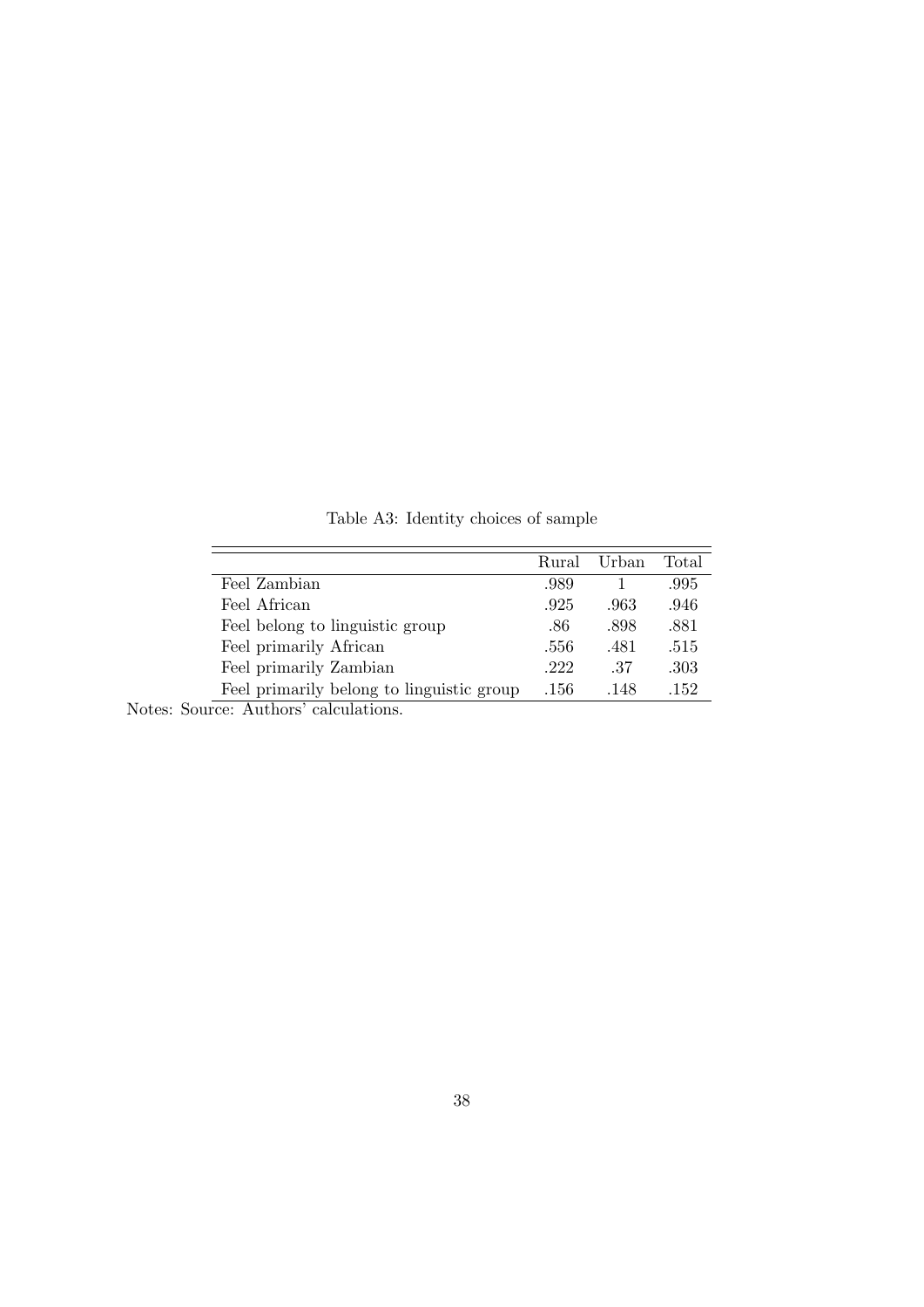Table A3: Identity choices of sample

| | Rural | Urban | Total |
|---|---|---|---|
| Feel Zambian | .989 | 1 | .995 |
| Feel African | .925 | .963 | .946 |
| Feel belong to linguistic group | .86 | .898 | .881 |
| Feel primarily African | .556 | .481 | .515 |
| Feel primarily Zambian | .222 | .37 | .303 |
| Feel primarily belong to linguistic group | .156 | .148 | .152 |

Notes: Source: Authors' calculations.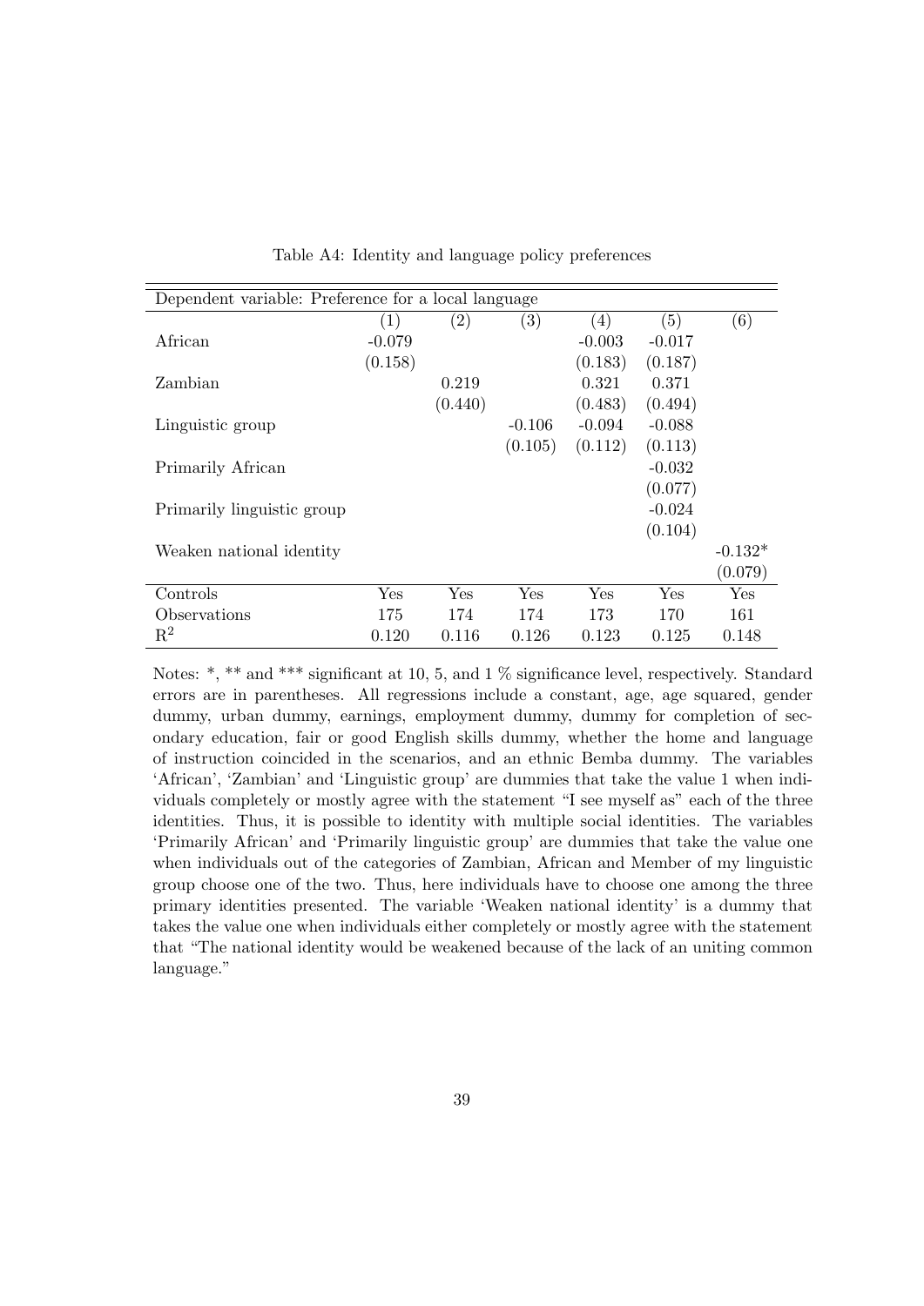Table A4: Identity and language policy preferences

| Dependent variable: Preference for a local language | | | | | | |
|---|---|---|---|---|---|---|
| | (1) | (2) | (3) | (4) | (5) | (6) |
| African | -0.079 | | | -0.003 | -0.017 | |
| | (0.158) | | | (0.183) | (0.187) | |
| Zambian | | 0.219 | | 0.321 | 0.371 | |
| | | (0.440) | | (0.483) | (0.494) | |
| Linguistic group | | | -0.106 | -0.094 | -0.088 | |
| | | | (0.105) | (0.112) | (0.113) | |
| Primarily African | | | | | -0.032 | |
| | | | | | (0.077) | |
| Primarily linguistic group | | | | | -0.024 | |
| | | | | | (0.104) | |
| Weaken national identity | | | | | | -0.132* |
| | | | | | | (0.079) |
| Controls | Yes | Yes | Yes | Yes | Yes | Yes |
| Observations | 175 | 174 | 174 | 173 | 170 | 161 |
| $R^2$ | 0.120 | 0.116 | 0.126 | 0.123 | 0.125 | 0.148 |

Notes: *, ** and *** significant at 10, 5, and 1 % significance level, respectively. Standard errors are in parentheses. All regressions include a constant, age, age squared, gender dummy, urban dummy, earnings, employment dummy, dummy for completion of secondary education, fair or good English skills dummy, whether the home and language of instruction coincided in the scenarios, and an ethnic Bemba dummy. The variables 'African', 'Zambian' and 'Linguistic group' are dummies that take the value 1 when individuals completely or mostly agree with the statement "I see myself as" each of the three identities. Thus, it is possible to identity with multiple social identities. The variables 'Primarily African' and 'Primarily linguistic group' are dummies that take the value one when individuals out of the categories of Zambian, African and Member of my linguistic group choose one of the two. Thus, here individuals have to choose one among the three primary identities presented. The variable 'Weaken national identity' is a dummy that takes the value one when individuals either completely or mostly agree with the statement that "The national identity would be weakened because of the lack of an uniting common language."